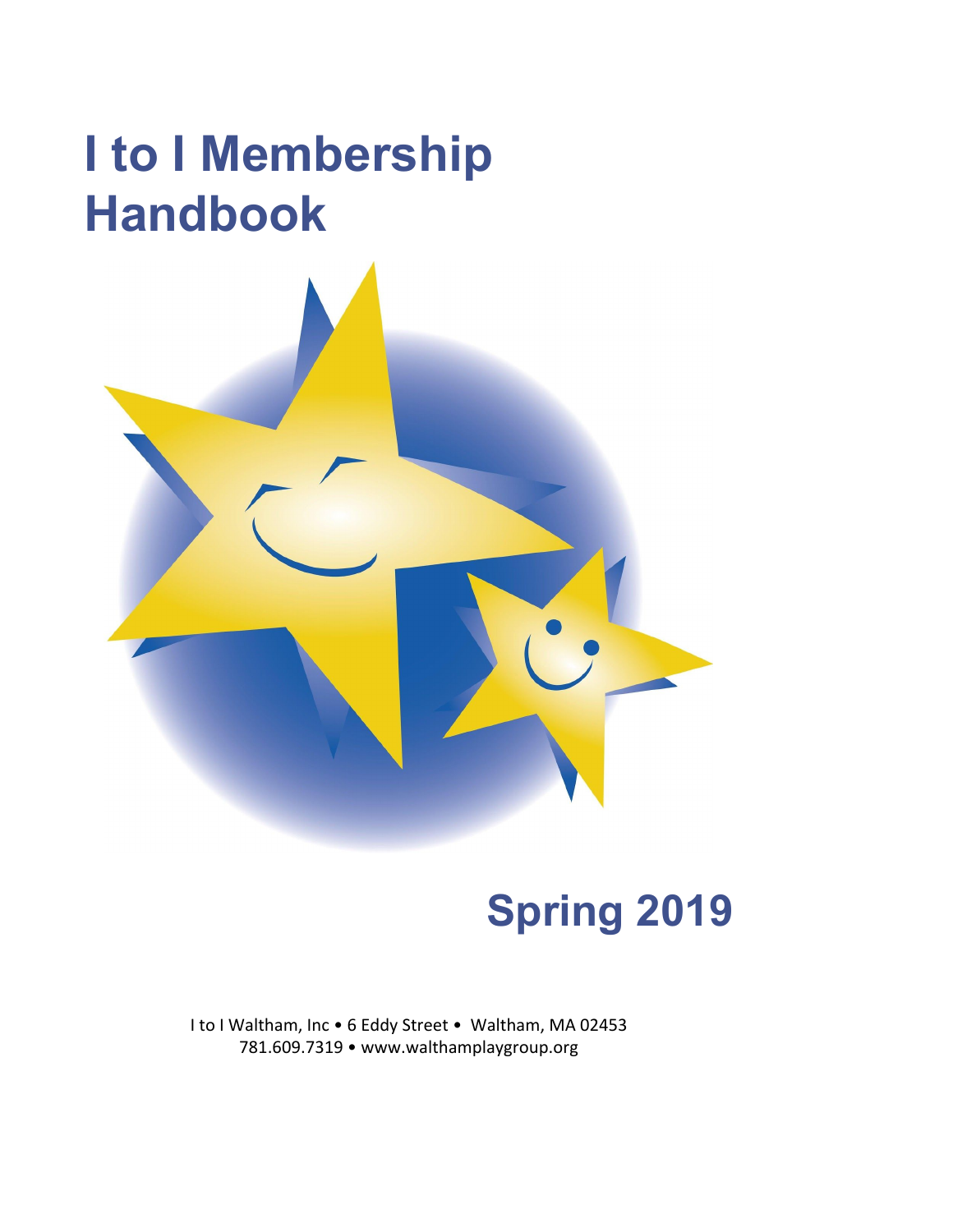# I to I Membership Handbook

## Spring 2019

I to I Waltham, Inc • 6 Eddy Street • Waltham, MA 02453
781.609.7319 • www.walthamplaygroup.org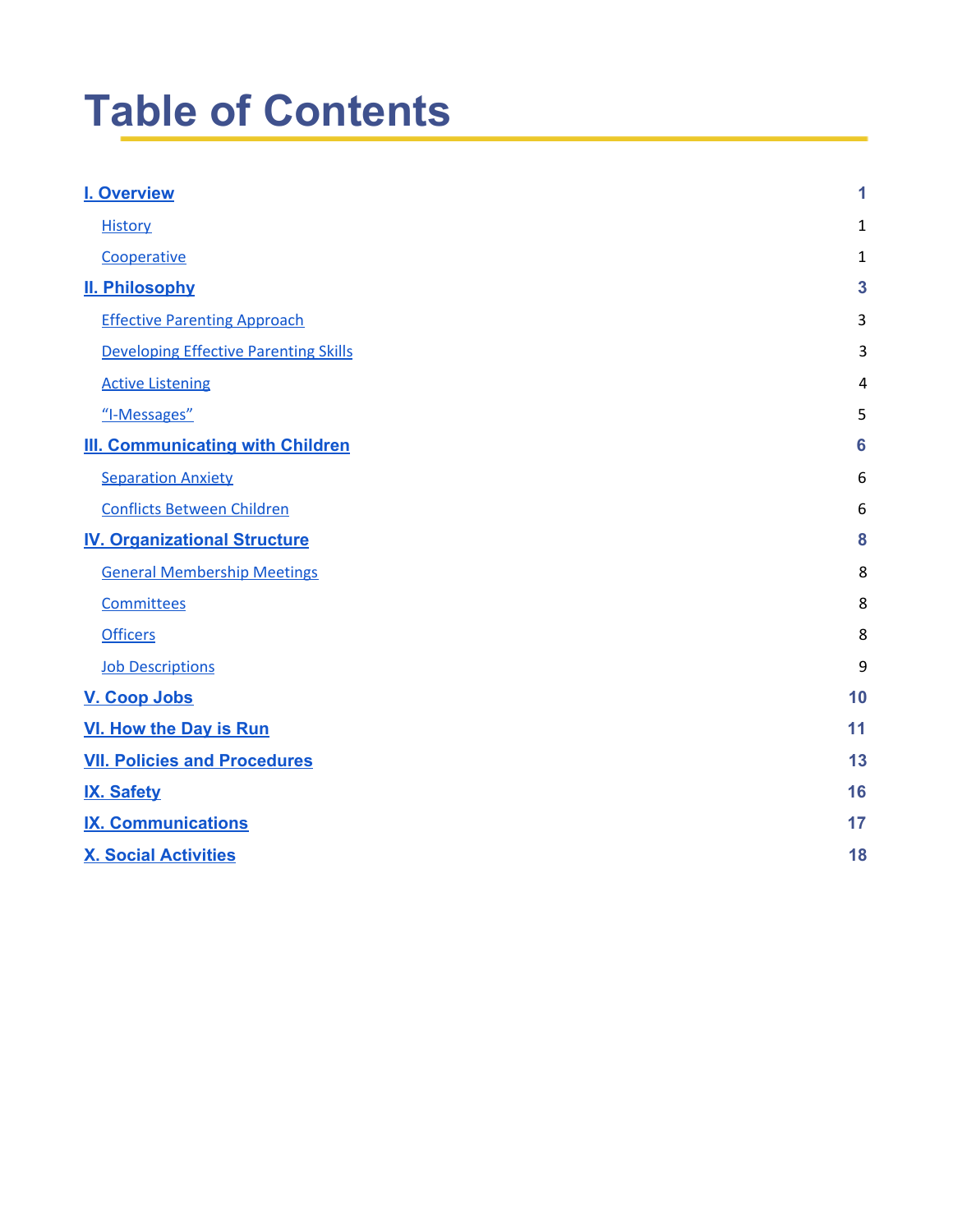# Table of Contents

| | |
|---|---|
| **I. Overview** | **1** |
| History | 1 |
| Cooperative | 1 |
| **II. Philosophy** | **3** |
| Effective Parenting Approach | 3 |
| Developing Effective Parenting Skills | 3 |
| Active Listening | 4 |
| "I-Messages" | 5 |
| **III. Communicating with Children** | **6** |
| Separation Anxiety | 6 |
| Conflicts Between Children | 6 |
| **IV. Organizational Structure** | **8** |
| General Membership Meetings | 8 |
| Committees | 8 |
| Officers | 8 |
| Job Descriptions | 9 |
| **V. Coop Jobs** | **10** |
| **VI. How the Day is Run** | **11** |
| **VII. Policies and Procedures** | **13** |
| **IX. Safety** | **16** |
| **IX. Communications** | **17** |
| **X. Social Activities** | **18** |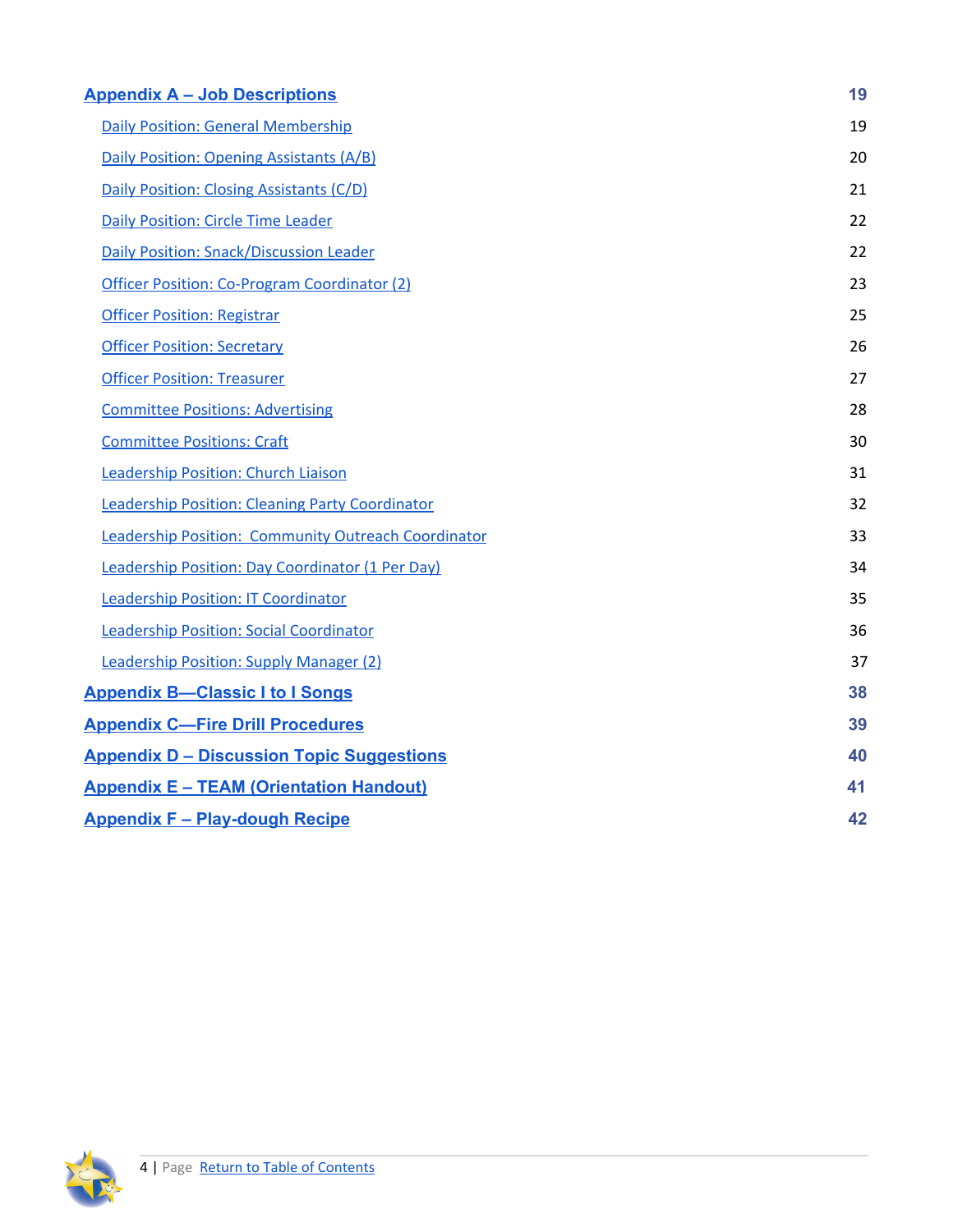| | |
|---|---|
| **Appendix A – Job Descriptions** | **19** |
| Daily Position: General Membership | 19 |
| Daily Position: Opening Assistants (A/B) | 20 |
| Daily Position: Closing Assistants (C/D) | 21 |
| Daily Position: Circle Time Leader | 22 |
| Daily Position: Snack/Discussion Leader | 22 |
| Officer Position: Co-Program Coordinator (2) | 23 |
| Officer Position: Registrar | 25 |
| Officer Position: Secretary | 26 |
| Officer Position: Treasurer | 27 |
| Committee Positions: Advertising | 28 |
| Committee Positions: Craft | 30 |
| Leadership Position: Church Liaison | 31 |
| Leadership Position: Cleaning Party Coordinator | 32 |
| Leadership Position:  Community Outreach Coordinator | 33 |
| Leadership Position: Day Coordinator (1 Per Day) | 34 |
| Leadership Position: IT Coordinator | 35 |
| Leadership Position: Social Coordinator | 36 |
| Leadership Position: Supply Manager (2) | 37 |
| **Appendix B—Classic I to I Songs** | **38** |
| **Appendix C—Fire Drill Procedures** | **39** |
| **Appendix D – Discussion Topic Suggestions** | **40** |
| **Appendix E – TEAM (Orientation Handout)** | **41** |
| **Appendix F – Play-dough Recipe** | **42** |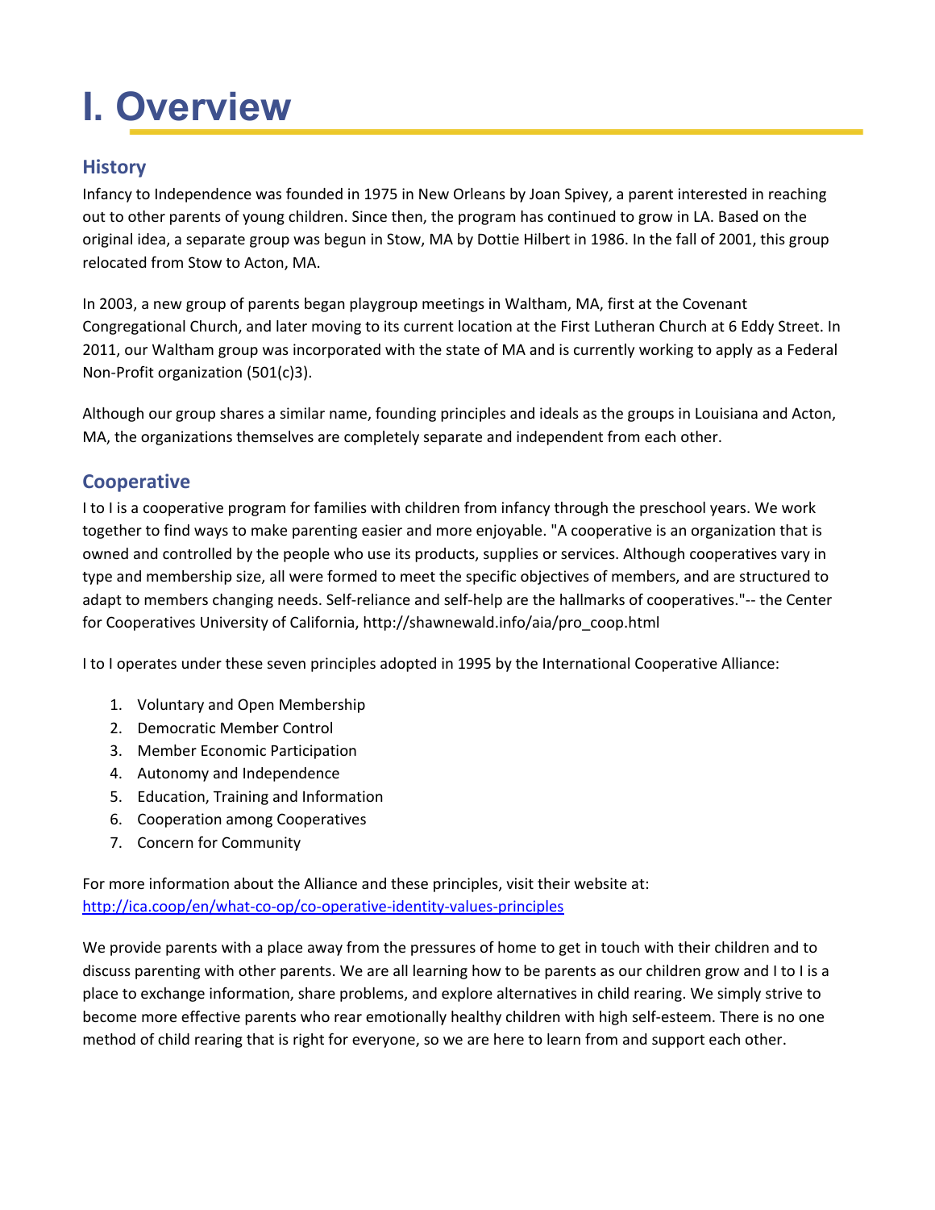# I. Overview

## History

Infancy to Independence was founded in 1975 in New Orleans by Joan Spivey, a parent interested in reaching out to other parents of young children. Since then, the program has continued to grow in LA. Based on the original idea, a separate group was begun in Stow, MA by Dottie Hilbert in 1986. In the fall of 2001, this group relocated from Stow to Acton, MA.

In 2003, a new group of parents began playgroup meetings in Waltham, MA, first at the Covenant Congregational Church, and later moving to its current location at the First Lutheran Church at 6 Eddy Street. In 2011, our Waltham group was incorporated with the state of MA and is currently working to apply as a Federal Non-Profit organization (501(c)3).

Although our group shares a similar name, founding principles and ideals as the groups in Louisiana and Acton, MA, the organizations themselves are completely separate and independent from each other.

## Cooperative

I to I is a cooperative program for families with children from infancy through the preschool years. We work together to find ways to make parenting easier and more enjoyable. "A cooperative is an organization that is owned and controlled by the people who use its products, supplies or services. Although cooperatives vary in type and membership size, all were formed to meet the specific objectives of members, and are structured to adapt to members changing needs. Self-reliance and self-help are the hallmarks of cooperatives."-- the Center for Cooperatives University of California, http://shawnewald.info/aia/pro_coop.html

I to I operates under these seven principles adopted in 1995 by the International Cooperative Alliance:

1. Voluntary and Open Membership
2. Democratic Member Control
3. Member Economic Participation
4. Autonomy and Independence
5. Education, Training and Information
6. Cooperation among Cooperatives
7. Concern for Community

For more information about the Alliance and these principles, visit their website at: http://ica.coop/en/what-co-op/co-operative-identity-values-principles

We provide parents with a place away from the pressures of home to get in touch with their children and to discuss parenting with other parents. We are all learning how to be parents as our children grow and I to I is a place to exchange information, share problems, and explore alternatives in child rearing. We simply strive to become more effective parents who rear emotionally healthy children with high self-esteem. There is no one method of child rearing that is right for everyone, so we are here to learn from and support each other.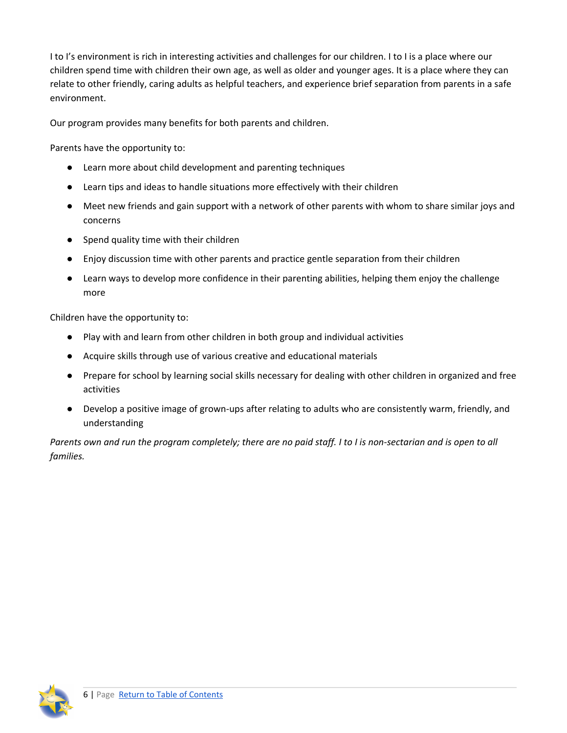I to I's environment is rich in interesting activities and challenges for our children. I to I is a place where our children spend time with children their own age, as well as older and younger ages. It is a place where they can relate to other friendly, caring adults as helpful teachers, and experience brief separation from parents in a safe environment.

Our program provides many benefits for both parents and children.

Parents have the opportunity to:

- Learn more about child development and parenting techniques
- Learn tips and ideas to handle situations more effectively with their children
- Meet new friends and gain support with a network of other parents with whom to share similar joys and concerns
- Spend quality time with their children
- Enjoy discussion time with other parents and practice gentle separation from their children
- Learn ways to develop more confidence in their parenting abilities, helping them enjoy the challenge more

Children have the opportunity to:

- Play with and learn from other children in both group and individual activities
- Acquire skills through use of various creative and educational materials
- Prepare for school by learning social skills necessary for dealing with other children in organized and free activities
- Develop a positive image of grown-ups after relating to adults who are consistently warm, friendly, and understanding

*Parents own and run the program completely; there are no paid staff. I to I is non-sectarian and is open to all families.*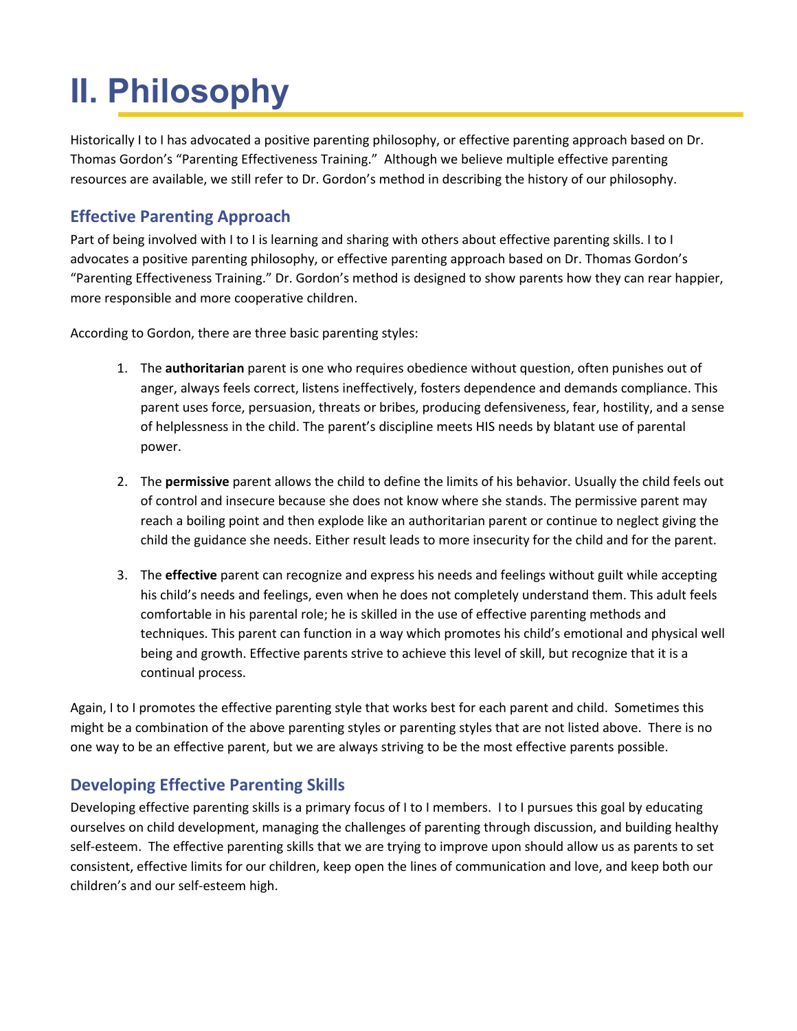# II. Philosophy

Historically I to I has advocated a positive parenting philosophy, or effective parenting approach based on Dr. Thomas Gordon's "Parenting Effectiveness Training." Although we believe multiple effective parenting resources are available, we still refer to Dr. Gordon's method in describing the history of our philosophy.

## Effective Parenting Approach

Part of being involved with I to I is learning and sharing with others about effective parenting skills. I to I advocates a positive parenting philosophy, or effective parenting approach based on Dr. Thomas Gordon's "Parenting Effectiveness Training." Dr. Gordon's method is designed to show parents how they can rear happier, more responsible and more cooperative children.

According to Gordon, there are three basic parenting styles:

1. The **authoritarian** parent is one who requires obedience without question, often punishes out of anger, always feels correct, listens ineffectively, fosters dependence and demands compliance. This parent uses force, persuasion, threats or bribes, producing defensiveness, fear, hostility, and a sense of helplessness in the child. The parent's discipline meets HIS needs by blatant use of parental power.

2. The **permissive** parent allows the child to define the limits of his behavior. Usually the child feels out of control and insecure because she does not know where she stands. The permissive parent may reach a boiling point and then explode like an authoritarian parent or continue to neglect giving the child the guidance she needs. Either result leads to more insecurity for the child and for the parent.

3. The **effective** parent can recognize and express his needs and feelings without guilt while accepting his child's needs and feelings, even when he does not completely understand them. This adult feels comfortable in his parental role; he is skilled in the use of effective parenting methods and techniques. This parent can function in a way which promotes his child's emotional and physical well being and growth. Effective parents strive to achieve this level of skill, but recognize that it is a continual process.

Again, I to I promotes the effective parenting style that works best for each parent and child. Sometimes this might be a combination of the above parenting styles or parenting styles that are not listed above. There is no one way to be an effective parent, but we are always striving to be the most effective parents possible.

## Developing Effective Parenting Skills

Developing effective parenting skills is a primary focus of I to I members. I to I pursues this goal by educating ourselves on child development, managing the challenges of parenting through discussion, and building healthy self-esteem. The effective parenting skills that we are trying to improve upon should allow us as parents to set consistent, effective limits for our children, keep open the lines of communication and love, and keep both our children's and our self-esteem high.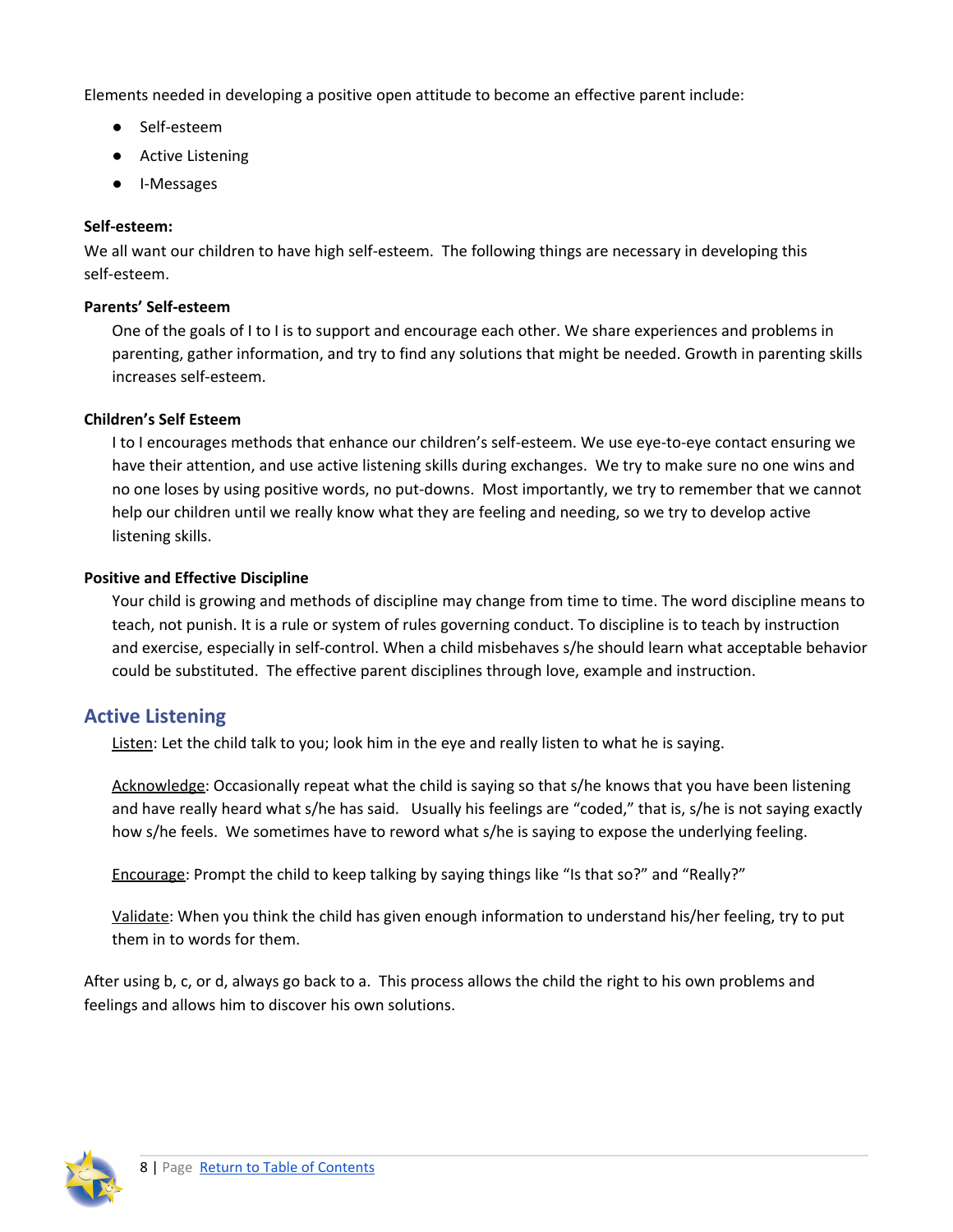Elements needed in developing a positive open attitude to become an effective parent include:

- Self-esteem
- Active Listening
- I-Messages

**Self-esteem:**

We all want our children to have high self-esteem. The following things are necessary in developing this self-esteem.

**Parents' Self-esteem**

One of the goals of I to I is to support and encourage each other. We share experiences and problems in parenting, gather information, and try to find any solutions that might be needed. Growth in parenting skills increases self-esteem.

**Children's Self Esteem**

I to I encourages methods that enhance our children's self-esteem. We use eye-to-eye contact ensuring we have their attention, and use active listening skills during exchanges. We try to make sure no one wins and no one loses by using positive words, no put-downs. Most importantly, we try to remember that we cannot help our children until we really know what they are feeling and needing, so we try to develop active listening skills.

**Positive and Effective Discipline**

Your child is growing and methods of discipline may change from time to time. The word discipline means to teach, not punish. It is a rule or system of rules governing conduct. To discipline is to teach by instruction and exercise, especially in self-control. When a child misbehaves s/he should learn what acceptable behavior could be substituted. The effective parent disciplines through love, example and instruction.

## Active Listening

Listen: Let the child talk to you; look him in the eye and really listen to what he is saying.

Acknowledge: Occasionally repeat what the child is saying so that s/he knows that you have been listening and have really heard what s/he has said. Usually his feelings are "coded," that is, s/he is not saying exactly how s/he feels. We sometimes have to reword what s/he is saying to expose the underlying feeling.

Encourage: Prompt the child to keep talking by saying things like "Is that so?" and "Really?"

Validate: When you think the child has given enough information to understand his/her feeling, try to put them in to words for them.

After using b, c, or d, always go back to a. This process allows the child the right to his own problems and feelings and allows him to discover his own solutions.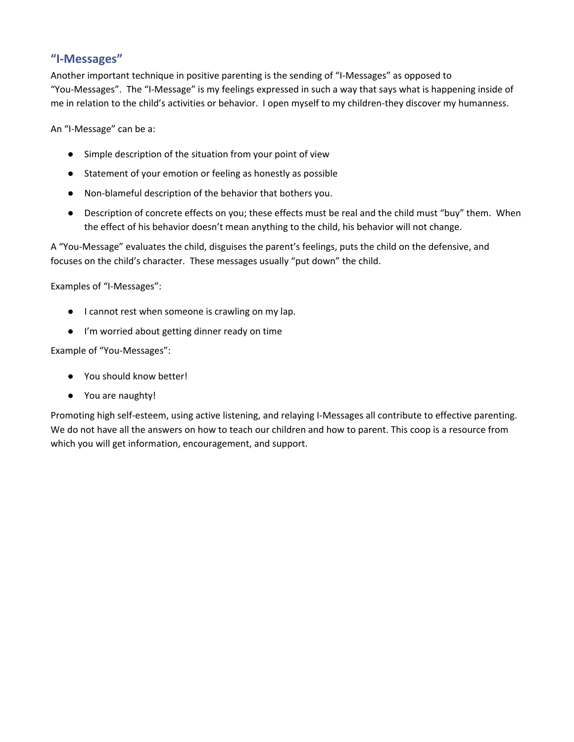## "I-Messages"

Another important technique in positive parenting is the sending of "I-Messages" as opposed to "You-Messages". The "I-Message" is my feelings expressed in such a way that says what is happening inside of me in relation to the child's activities or behavior. I open myself to my children-they discover my humanness.

An "I-Message" can be a:

- Simple description of the situation from your point of view
- Statement of your emotion or feeling as honestly as possible
- Non-blameful description of the behavior that bothers you.
- Description of concrete effects on you; these effects must be real and the child must "buy" them. When the effect of his behavior doesn't mean anything to the child, his behavior will not change.

A "You-Message" evaluates the child, disguises the parent's feelings, puts the child on the defensive, and focuses on the child's character. These messages usually "put down" the child.

Examples of "I-Messages":

- I cannot rest when someone is crawling on my lap.
- I'm worried about getting dinner ready on time

Example of "You-Messages":

- You should know better!
- You are naughty!

Promoting high self-esteem, using active listening, and relaying I-Messages all contribute to effective parenting. We do not have all the answers on how to teach our children and how to parent. This coop is a resource from which you will get information, encouragement, and support.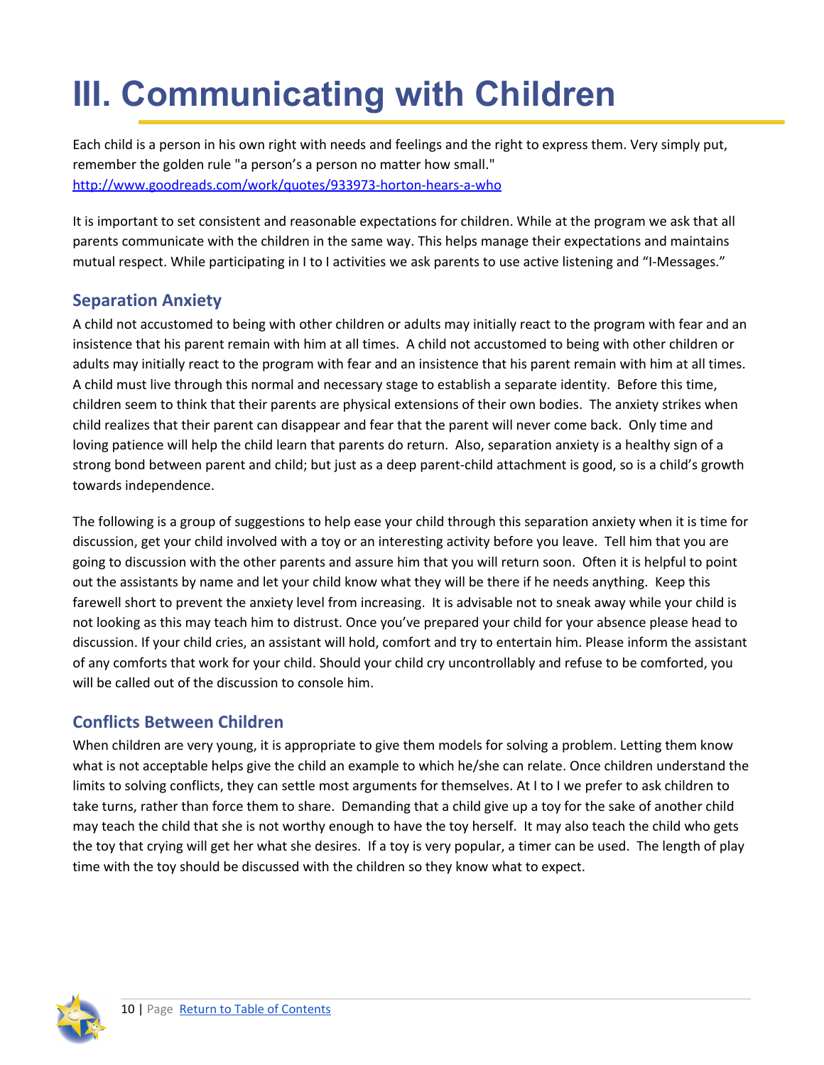// III. Communicating with Children

Each child is a person in his own right with needs and feelings and the right to express them. Very simply put, remember the golden rule "a person's a person no matter how small."
http://www.goodreads.com/work/quotes/933973-horton-hears-a-who

It is important to set consistent and reasonable expectations for children. While at the program we ask that all parents communicate with the children in the same way. This helps manage their expectations and maintains mutual respect. While participating in I to I activities we ask parents to use active listening and "I-Messages."

## Separation Anxiety

A child not accustomed to being with other children or adults may initially react to the program with fear and an insistence that his parent remain with him at all times. A child not accustomed to being with other children or adults may initially react to the program with fear and an insistence that his parent remain with him at all times. A child must live through this normal and necessary stage to establish a separate identity. Before this time, children seem to think that their parents are physical extensions of their own bodies. The anxiety strikes when child realizes that their parent can disappear and fear that the parent will never come back. Only time and loving patience will help the child learn that parents do return. Also, separation anxiety is a healthy sign of a strong bond between parent and child; but just as a deep parent-child attachment is good, so is a child's growth towards independence.

The following is a group of suggestions to help ease your child through this separation anxiety when it is time for discussion, get your child involved with a toy or an interesting activity before you leave. Tell him that you are going to discussion with the other parents and assure him that you will return soon. Often it is helpful to point out the assistants by name and let your child know what they will be there if he needs anything. Keep this farewell short to prevent the anxiety level from increasing. It is advisable not to sneak away while your child is not looking as this may teach him to distrust. Once you've prepared your child for your absence please head to discussion. If your child cries, an assistant will hold, comfort and try to entertain him. Please inform the assistant of any comforts that work for your child. Should your child cry uncontrollably and refuse to be comforted, you will be called out of the discussion to console him.

## Conflicts Between Children

When children are very young, it is appropriate to give them models for solving a problem. Letting them know what is not acceptable helps give the child an example to which he/she can relate. Once children understand the limits to solving conflicts, they can settle most arguments for themselves. At I to I we prefer to ask children to take turns, rather than force them to share. Demanding that a child give up a toy for the sake of another child may teach the child that she is not worthy enough to have the toy herself. It may also teach the child who gets the toy that crying will get her what she desires. If a toy is very popular, a timer can be used. The length of play time with the toy should be discussed with the children so they know what to expect.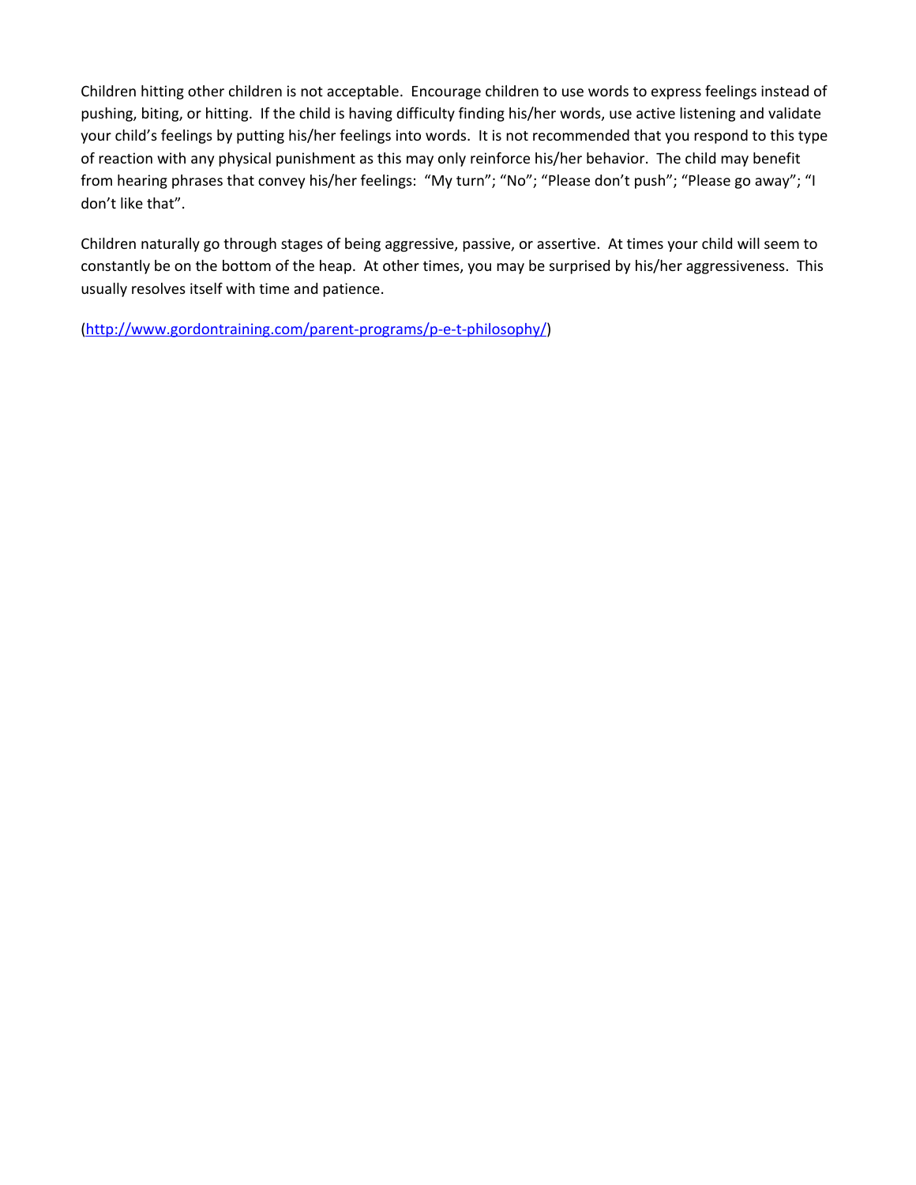Children hitting other children is not acceptable. Encourage children to use words to express feelings instead of pushing, biting, or hitting. If the child is having difficulty finding his/her words, use active listening and validate your child's feelings by putting his/her feelings into words. It is not recommended that you respond to this type of reaction with any physical punishment as this may only reinforce his/her behavior. The child may benefit from hearing phrases that convey his/her feelings: "My turn"; "No"; "Please don't push"; "Please go away"; "I don't like that".

Children naturally go through stages of being aggressive, passive, or assertive. At times your child will seem to constantly be on the bottom of the heap. At other times, you may be surprised by his/her aggressiveness. This usually resolves itself with time and patience.

([http://www.gordontraining.com/parent-programs/p-e-t-philosophy/](http://www.gordontraining.com/parent-programs/p-e-t-philosophy/))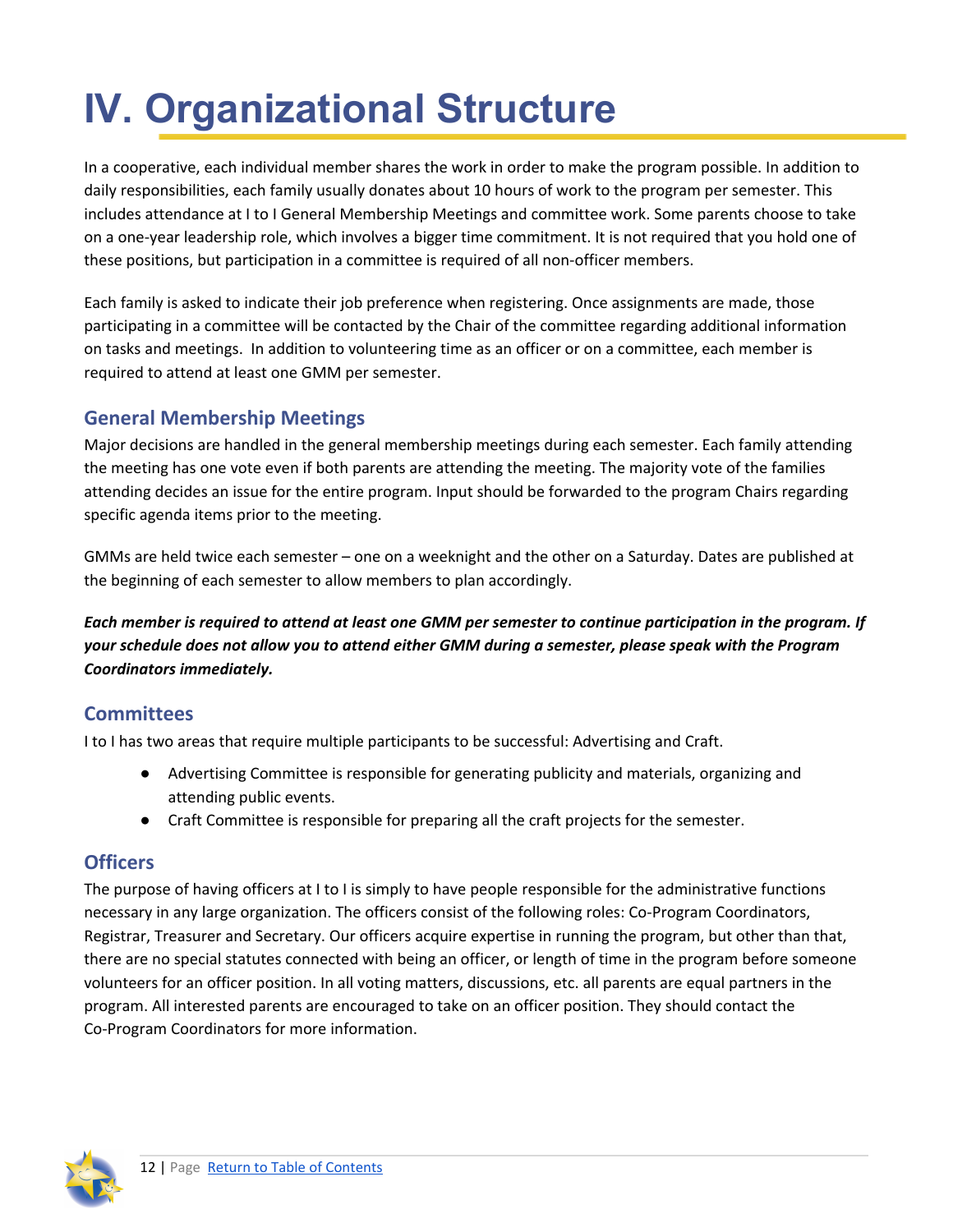# IV. Organizational Structure

In a cooperative, each individual member shares the work in order to make the program possible. In addition to daily responsibilities, each family usually donates about 10 hours of work to the program per semester. This includes attendance at I to I General Membership Meetings and committee work. Some parents choose to take on a one-year leadership role, which involves a bigger time commitment. It is not required that you hold one of these positions, but participation in a committee is required of all non-officer members.

Each family is asked to indicate their job preference when registering. Once assignments are made, those participating in a committee will be contacted by the Chair of the committee regarding additional information on tasks and meetings. In addition to volunteering time as an officer or on a committee, each member is required to attend at least one GMM per semester.

## General Membership Meetings

Major decisions are handled in the general membership meetings during each semester. Each family attending the meeting has one vote even if both parents are attending the meeting. The majority vote of the families attending decides an issue for the entire program. Input should be forwarded to the program Chairs regarding specific agenda items prior to the meeting.

GMMs are held twice each semester – one on a weeknight and the other on a Saturday. Dates are published at the beginning of each semester to allow members to plan accordingly.

***Each member is required to attend at least one GMM per semester to continue participation in the program. If your schedule does not allow you to attend either GMM during a semester, please speak with the Program Coordinators immediately.***

## Committees

I to I has two areas that require multiple participants to be successful: Advertising and Craft.

- Advertising Committee is responsible for generating publicity and materials, organizing and attending public events.
- Craft Committee is responsible for preparing all the craft projects for the semester.

## Officers

The purpose of having officers at I to I is simply to have people responsible for the administrative functions necessary in any large organization. The officers consist of the following roles: Co-Program Coordinators, Registrar, Treasurer and Secretary. Our officers acquire expertise in running the program, but other than that, there are no special statutes connected with being an officer, or length of time in the program before someone volunteers for an officer position. In all voting matters, discussions, etc. all parents are equal partners in the program. All interested parents are encouraged to take on an officer position. They should contact the Co-Program Coordinators for more information.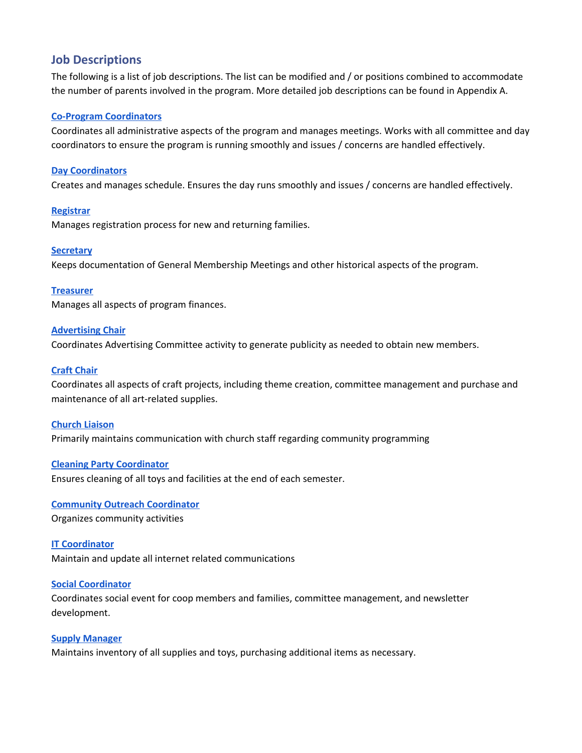## Job Descriptions

The following is a list of job descriptions. The list can be modified and / or positions combined to accommodate the number of parents involved in the program. More detailed job descriptions can be found in Appendix A.

**Co-Program Coordinators**

Coordinates all administrative aspects of the program and manages meetings. Works with all committee and day coordinators to ensure the program is running smoothly and issues / concerns are handled effectively.

**Day Coordinators**

Creates and manages schedule. Ensures the day runs smoothly and issues / concerns are handled effectively.

**Registrar**

Manages registration process for new and returning families.

**Secretary**

Keeps documentation of General Membership Meetings and other historical aspects of the program.

**Treasurer**

Manages all aspects of program finances.

**Advertising Chair**

Coordinates Advertising Committee activity to generate publicity as needed to obtain new members.

**Craft Chair**

Coordinates all aspects of craft projects, including theme creation, committee management and purchase and maintenance of all art-related supplies.

**Church Liaison**

Primarily maintains communication with church staff regarding community programming

**Cleaning Party Coordinator**

Ensures cleaning of all toys and facilities at the end of each semester.

**Community Outreach Coordinator**

Organizes community activities

**IT Coordinator**

Maintain and update all internet related communications

**Social Coordinator**

Coordinates social event for coop members and families, committee management, and newsletter development.

**Supply Manager**

Maintains inventory of all supplies and toys, purchasing additional items as necessary.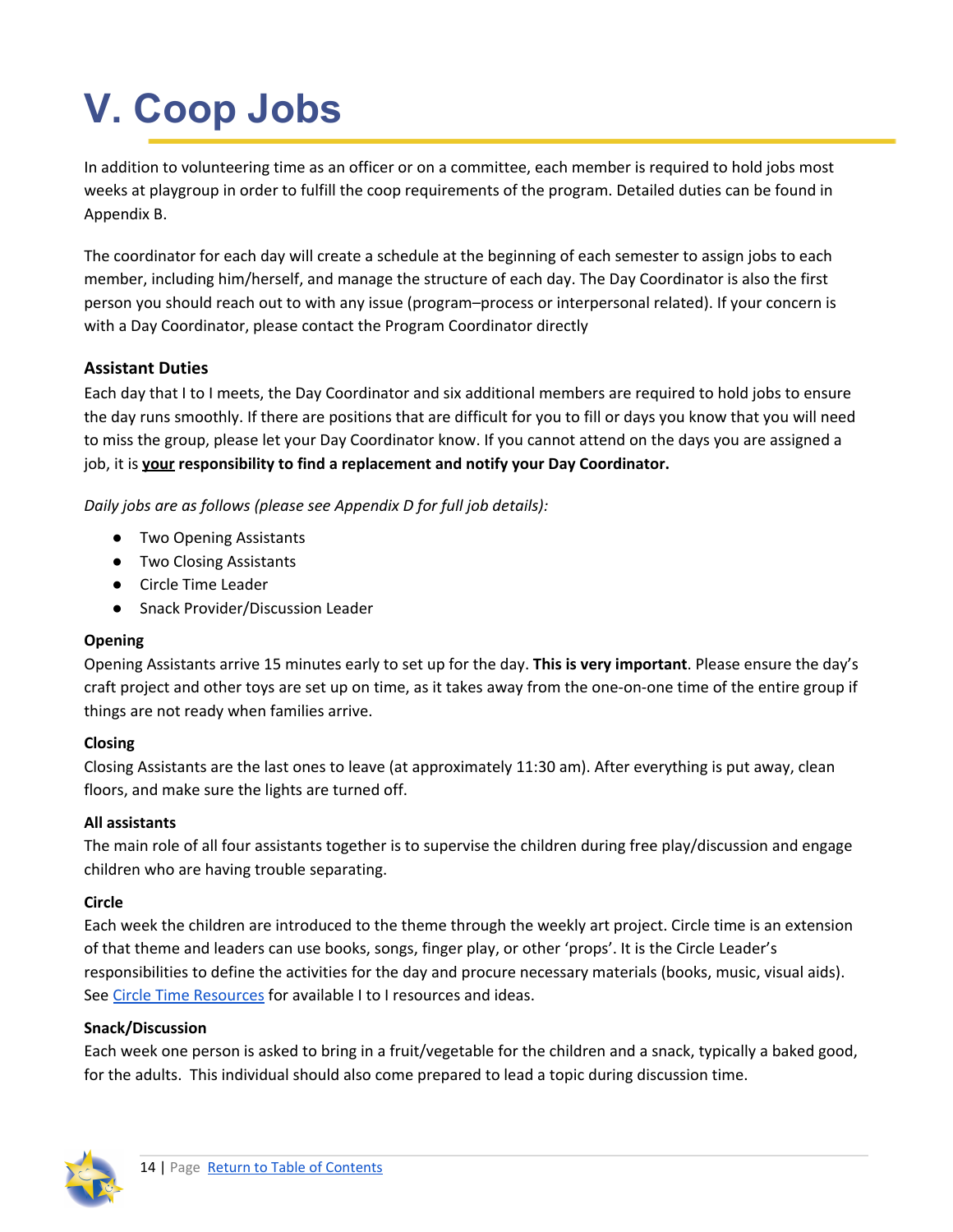# V. Coop Jobs

In addition to volunteering time as an officer or on a committee, each member is required to hold jobs most weeks at playgroup in order to fulfill the coop requirements of the program. Detailed duties can be found in Appendix B.

The coordinator for each day will create a schedule at the beginning of each semester to assign jobs to each member, including him/herself, and manage the structure of each day. The Day Coordinator is also the first person you should reach out to with any issue (program–process or interpersonal related). If your concern is with a Day Coordinator, please contact the Program Coordinator directly

### Assistant Duties

Each day that I to I meets, the Day Coordinator and six additional members are required to hold jobs to ensure the day runs smoothly. If there are positions that are difficult for you to fill or days you know that you will need to miss the group, please let your Day Coordinator know. If you cannot attend on the days you are assigned a job, it is **<u>your</u> responsibility to find a replacement and notify your Day Coordinator.**

*Daily jobs are as follows (please see Appendix D for full job details):*

- Two Opening Assistants
- Two Closing Assistants
- Circle Time Leader
- Snack Provider/Discussion Leader

**Opening**

Opening Assistants arrive 15 minutes early to set up for the day. **This is very important**. Please ensure the day's craft project and other toys are set up on time, as it takes away from the one-on-one time of the entire group if things are not ready when families arrive.

**Closing**

Closing Assistants are the last ones to leave (at approximately 11:30 am). After everything is put away, clean floors, and make sure the lights are turned off.

**All assistants**

The main role of all four assistants together is to supervise the children during free play/discussion and engage children who are having trouble separating.

**Circle**

Each week the children are introduced to the theme through the weekly art project. Circle time is an extension of that theme and leaders can use books, songs, finger play, or other 'props'. It is the Circle Leader's responsibilities to define the activities for the day and procure necessary materials (books, music, visual aids). See Circle Time Resources for available I to I resources and ideas.

**Snack/Discussion**

Each week one person is asked to bring in a fruit/vegetable for the children and a snack, typically a baked good, for the adults.  This individual should also come prepared to lead a topic during discussion time.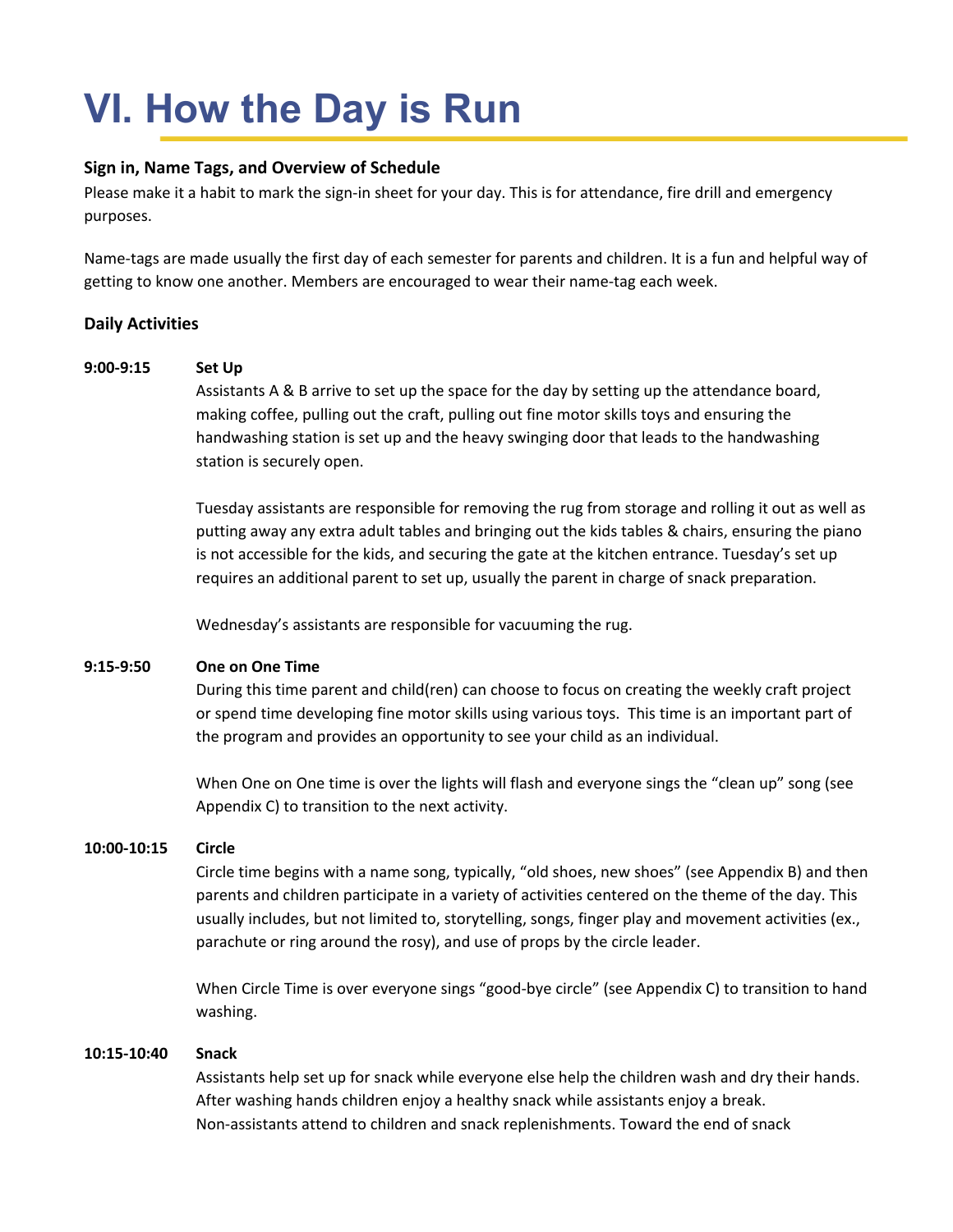# VI. How the Day is Run

**Sign in, Name Tags, and Overview of Schedule**

Please make it a habit to mark the sign-in sheet for your day. This is for attendance, fire drill and emergency purposes.

Name-tags are made usually the first day of each semester for parents and children. It is a fun and helpful way of getting to know one another. Members are encouraged to wear their name-tag each week.

**Daily Activities**

**9:00-9:15** **Set Up**

Assistants A & B arrive to set up the space for the day by setting up the attendance board, making coffee, pulling out the craft, pulling out fine motor skills toys and ensuring the handwashing station is set up and the heavy swinging door that leads to the handwashing station is securely open.

Tuesday assistants are responsible for removing the rug from storage and rolling it out as well as putting away any extra adult tables and bringing out the kids tables & chairs, ensuring the piano is not accessible for the kids, and securing the gate at the kitchen entrance. Tuesday's set up requires an additional parent to set up, usually the parent in charge of snack preparation.

Wednesday's assistants are responsible for vacuuming the rug.

**9:15-9:50** **One on One Time**

During this time parent and child(ren) can choose to focus on creating the weekly craft project or spend time developing fine motor skills using various toys. This time is an important part of the program and provides an opportunity to see your child as an individual.

When One on One time is over the lights will flash and everyone sings the "clean up" song (see Appendix C) to transition to the next activity.

**10:00-10:15** **Circle**

Circle time begins with a name song, typically, "old shoes, new shoes" (see Appendix B) and then parents and children participate in a variety of activities centered on the theme of the day. This usually includes, but not limited to, storytelling, songs, finger play and movement activities (ex., parachute or ring around the rosy), and use of props by the circle leader.

When Circle Time is over everyone sings "good-bye circle" (see Appendix C) to transition to hand washing.

**10:15-10:40** **Snack**

Assistants help set up for snack while everyone else help the children wash and dry their hands. After washing hands children enjoy a healthy snack while assistants enjoy a break. Non-assistants attend to children and snack replenishments. Toward the end of snack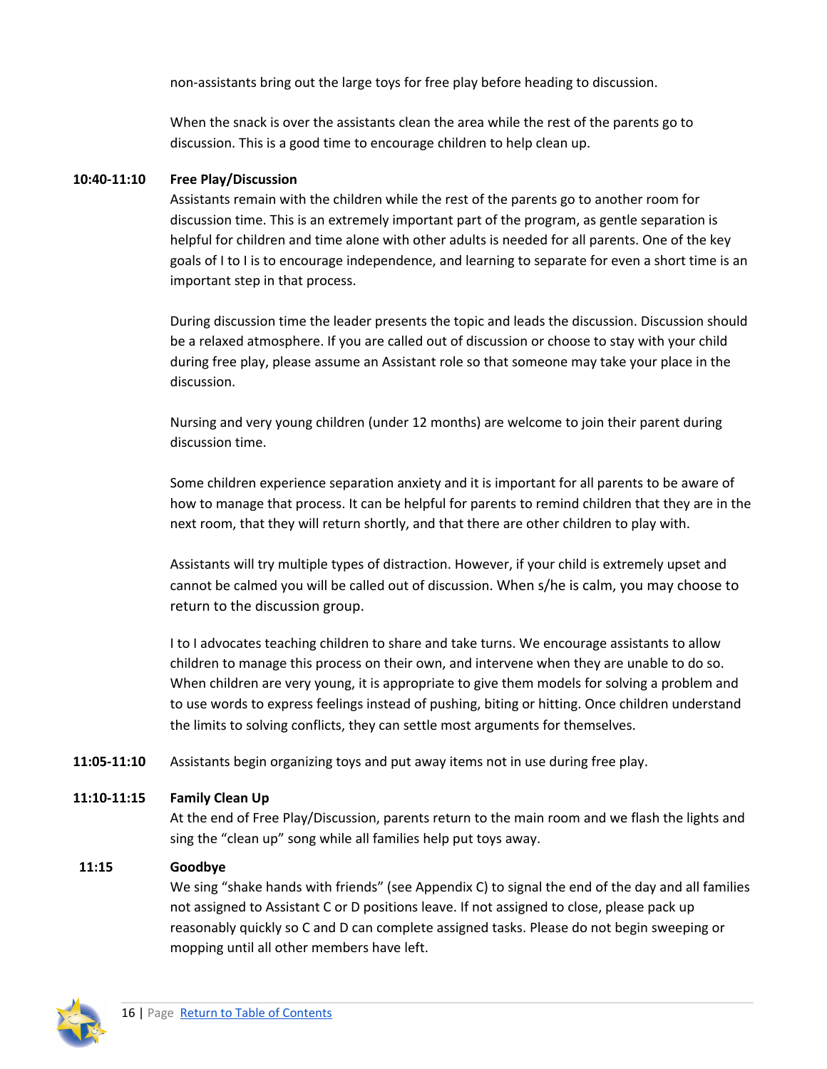non-assistants bring out the large toys for free play before heading to discussion.

When the snack is over the assistants clean the area while the rest of the parents go to discussion. This is a good time to encourage children to help clean up.

**10:40-11:10 Free Play/Discussion**

Assistants remain with the children while the rest of the parents go to another room for discussion time. This is an extremely important part of the program, as gentle separation is helpful for children and time alone with other adults is needed for all parents. One of the key goals of I to I is to encourage independence, and learning to separate for even a short time is an important step in that process.

During discussion time the leader presents the topic and leads the discussion. Discussion should be a relaxed atmosphere. If you are called out of discussion or choose to stay with your child during free play, please assume an Assistant role so that someone may take your place in the discussion.

Nursing and very young children (under 12 months) are welcome to join their parent during discussion time.

Some children experience separation anxiety and it is important for all parents to be aware of how to manage that process. It can be helpful for parents to remind children that they are in the next room, that they will return shortly, and that there are other children to play with.

Assistants will try multiple types of distraction. However, if your child is extremely upset and cannot be calmed you will be called out of discussion. When s/he is calm, you may choose to return to the discussion group.

I to I advocates teaching children to share and take turns. We encourage assistants to allow children to manage this process on their own, and intervene when they are unable to do so. When children are very young, it is appropriate to give them models for solving a problem and to use words to express feelings instead of pushing, biting or hitting. Once children understand the limits to solving conflicts, they can settle most arguments for themselves.

**11:05-11:10** Assistants begin organizing toys and put away items not in use during free play.

**11:10-11:15 Family Clean Up**

At the end of Free Play/Discussion, parents return to the main room and we flash the lights and sing the "clean up" song while all families help put toys away.

**11:15 Goodbye**

We sing "shake hands with friends" (see Appendix C) to signal the end of the day and all families not assigned to Assistant C or D positions leave. If not assigned to close, please pack up reasonably quickly so C and D can complete assigned tasks. Please do not begin sweeping or mopping until all other members have left.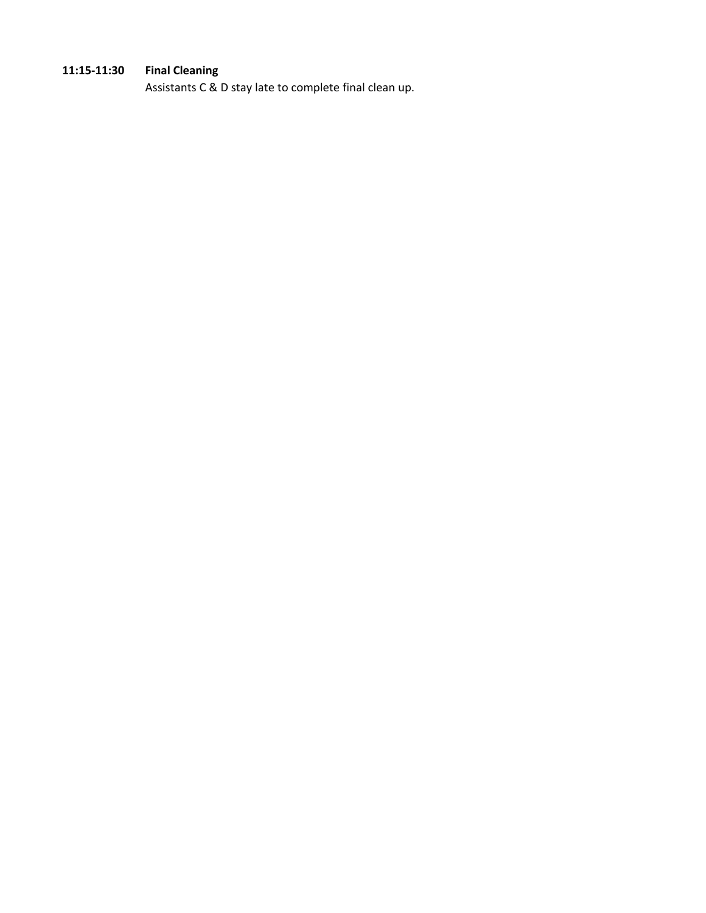**11:15-11:30** **Final Cleaning**
Assistants C & D stay late to complete final clean up.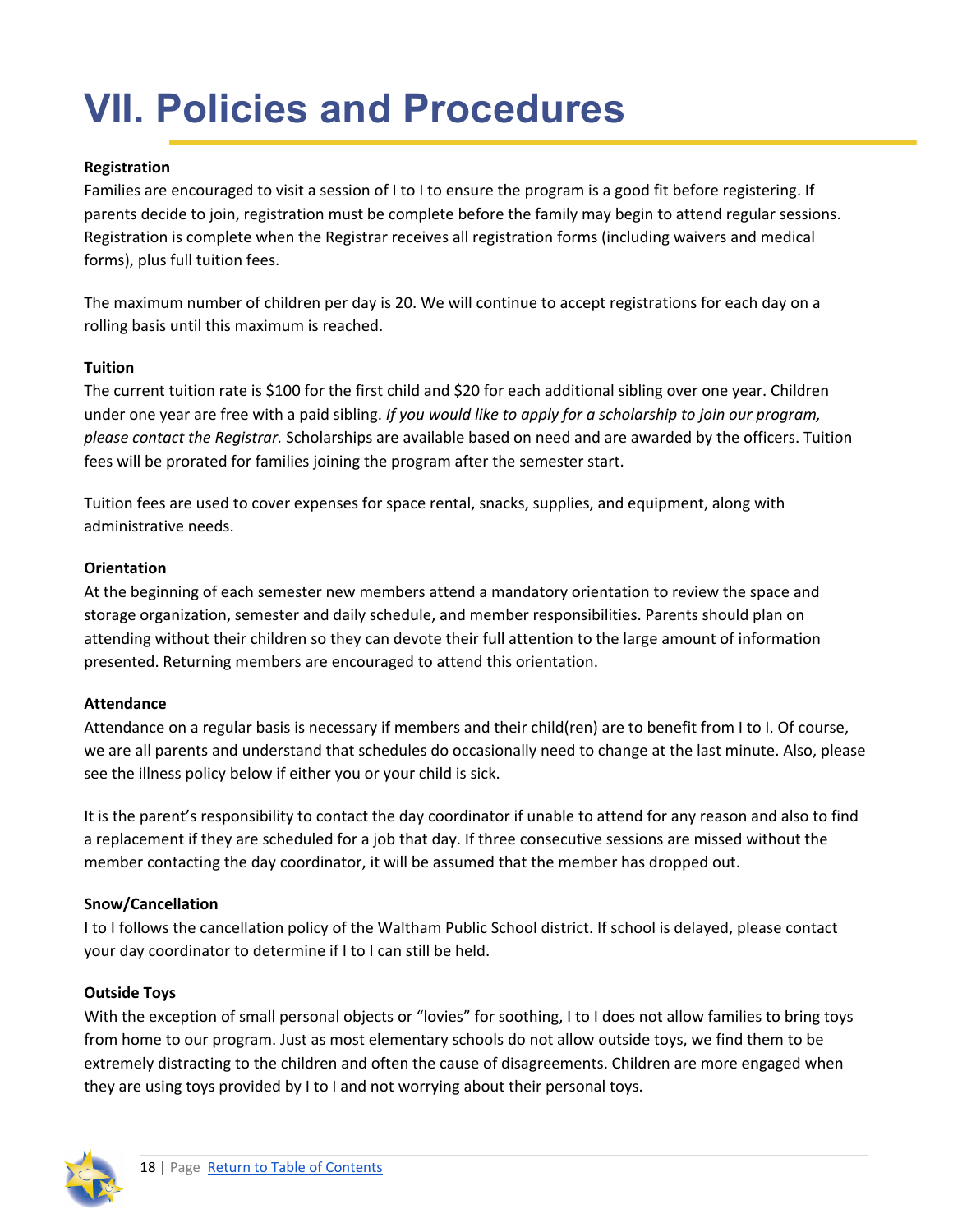# VII. Policies and Procedures

**Registration**

Families are encouraged to visit a session of I to I to ensure the program is a good fit before registering. If parents decide to join, registration must be complete before the family may begin to attend regular sessions. Registration is complete when the Registrar receives all registration forms (including waivers and medical forms), plus full tuition fees.

The maximum number of children per day is 20. We will continue to accept registrations for each day on a rolling basis until this maximum is reached.

**Tuition**

The current tuition rate is $100 for the first child and $20 for each additional sibling over one year. Children under one year are free with a paid sibling. *If you would like to apply for a scholarship to join our program, please contact the Registrar.* Scholarships are available based on need and are awarded by the officers. Tuition fees will be prorated for families joining the program after the semester start.

Tuition fees are used to cover expenses for space rental, snacks, supplies, and equipment, along with administrative needs.

**Orientation**

At the beginning of each semester new members attend a mandatory orientation to review the space and storage organization, semester and daily schedule, and member responsibilities. Parents should plan on attending without their children so they can devote their full attention to the large amount of information presented. Returning members are encouraged to attend this orientation.

**Attendance**

Attendance on a regular basis is necessary if members and their child(ren) are to benefit from I to I. Of course, we are all parents and understand that schedules do occasionally need to change at the last minute. Also, please see the illness policy below if either you or your child is sick.

It is the parent's responsibility to contact the day coordinator if unable to attend for any reason and also to find a replacement if they are scheduled for a job that day. If three consecutive sessions are missed without the member contacting the day coordinator, it will be assumed that the member has dropped out.

**Snow/Cancellation**

I to I follows the cancellation policy of the Waltham Public School district. If school is delayed, please contact your day coordinator to determine if I to I can still be held.

**Outside Toys**

With the exception of small personal objects or "lovies" for soothing, I to I does not allow families to bring toys from home to our program. Just as most elementary schools do not allow outside toys, we find them to be extremely distracting to the children and often the cause of disagreements. Children are more engaged when they are using toys provided by I to I and not worrying about their personal toys.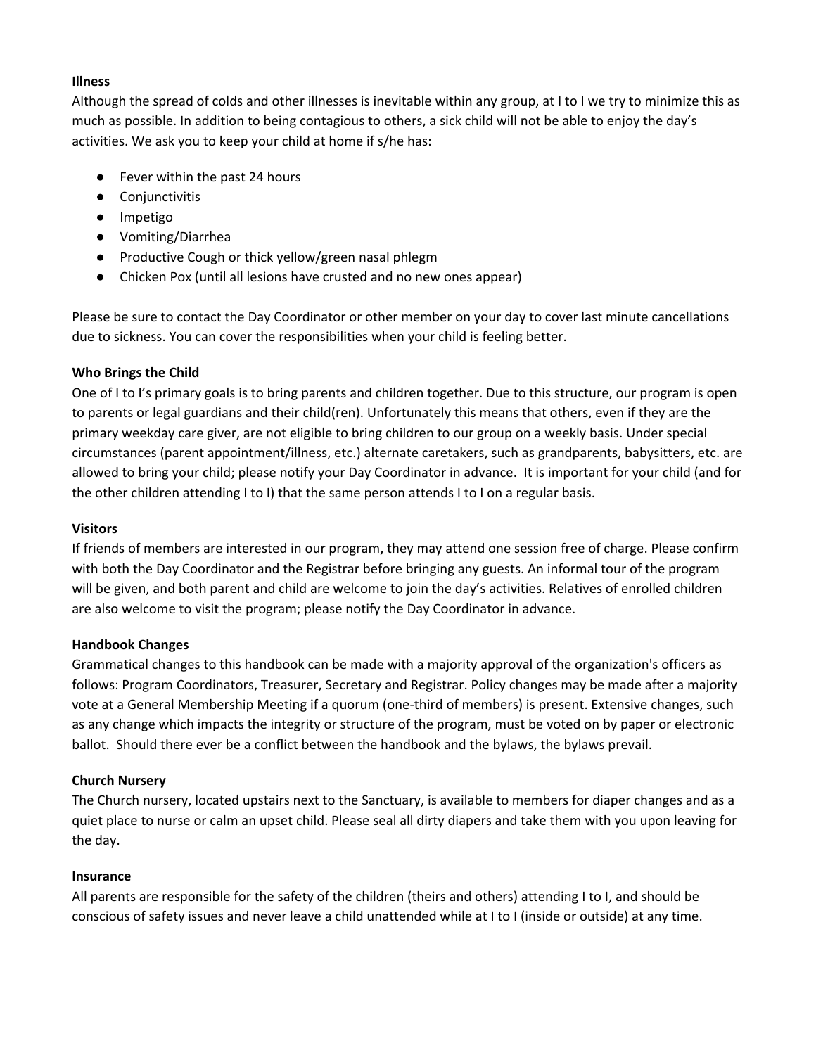**Illness**

Although the spread of colds and other illnesses is inevitable within any group, at I to I we try to minimize this as much as possible. In addition to being contagious to others, a sick child will not be able to enjoy the day's activities. We ask you to keep your child at home if s/he has:

- Fever within the past 24 hours
- Conjunctivitis
- Impetigo
- Vomiting/Diarrhea
- Productive Cough or thick yellow/green nasal phlegm
- Chicken Pox (until all lesions have crusted and no new ones appear)

Please be sure to contact the Day Coordinator or other member on your day to cover last minute cancellations due to sickness. You can cover the responsibilities when your child is feeling better.

**Who Brings the Child**

One of I to I's primary goals is to bring parents and children together. Due to this structure, our program is open to parents or legal guardians and their child(ren). Unfortunately this means that others, even if they are the primary weekday care giver, are not eligible to bring children to our group on a weekly basis. Under special circumstances (parent appointment/illness, etc.) alternate caretakers, such as grandparents, babysitters, etc. are allowed to bring your child; please notify your Day Coordinator in advance. It is important for your child (and for the other children attending I to I) that the same person attends I to I on a regular basis.

**Visitors**

If friends of members are interested in our program, they may attend one session free of charge. Please confirm with both the Day Coordinator and the Registrar before bringing any guests. An informal tour of the program will be given, and both parent and child are welcome to join the day's activities. Relatives of enrolled children are also welcome to visit the program; please notify the Day Coordinator in advance.

**Handbook Changes**

Grammatical changes to this handbook can be made with a majority approval of the organization's officers as follows: Program Coordinators, Treasurer, Secretary and Registrar. Policy changes may be made after a majority vote at a General Membership Meeting if a quorum (one-third of members) is present. Extensive changes, such as any change which impacts the integrity or structure of the program, must be voted on by paper or electronic ballot. Should there ever be a conflict between the handbook and the bylaws, the bylaws prevail.

**Church Nursery**

The Church nursery, located upstairs next to the Sanctuary, is available to members for diaper changes and as a quiet place to nurse or calm an upset child. Please seal all dirty diapers and take them with you upon leaving for the day.

**Insurance**

All parents are responsible for the safety of the children (theirs and others) attending I to I, and should be conscious of safety issues and never leave a child unattended while at I to I (inside or outside) at any time.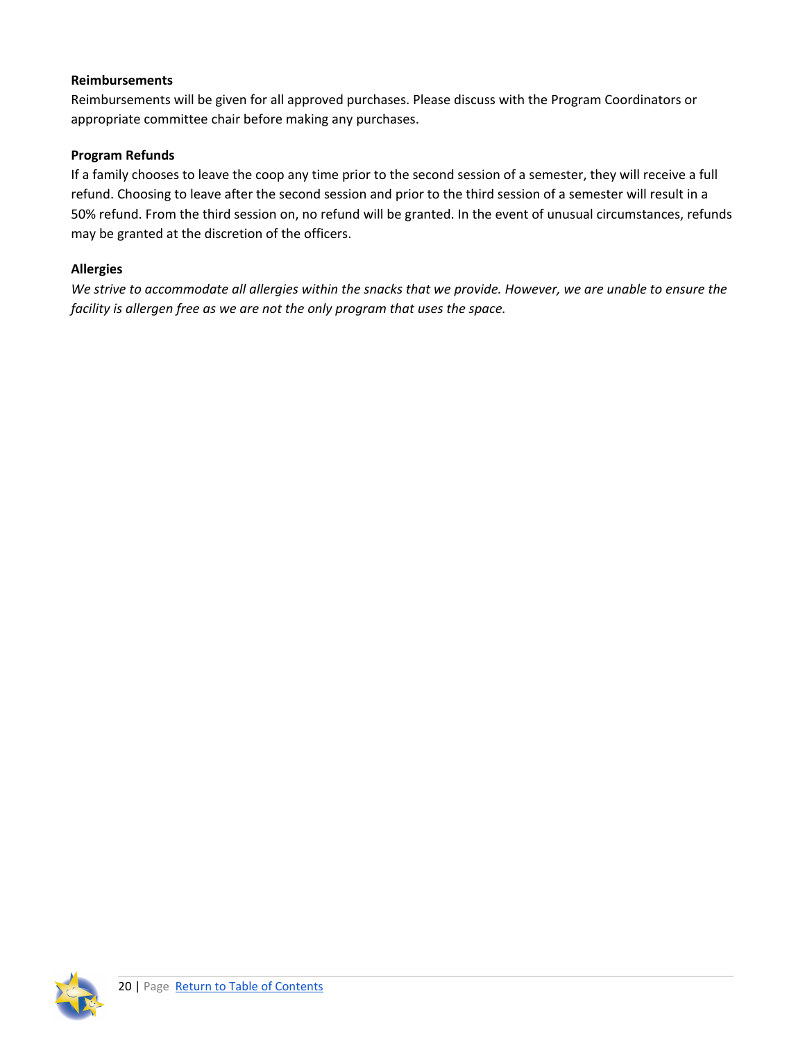**Reimbursements**

Reimbursements will be given for all approved purchases. Please discuss with the Program Coordinators or appropriate committee chair before making any purchases.

**Program Refunds**

If a family chooses to leave the coop any time prior to the second session of a semester, they will receive a full refund. Choosing to leave after the second session and prior to the third session of a semester will result in a 50% refund. From the third session on, no refund will be granted. In the event of unusual circumstances, refunds may be granted at the discretion of the officers.

**Allergies**

*We strive to accommodate all allergies within the snacks that we provide. However, we are unable to ensure the facility is allergen free as we are not the only program that uses the space.*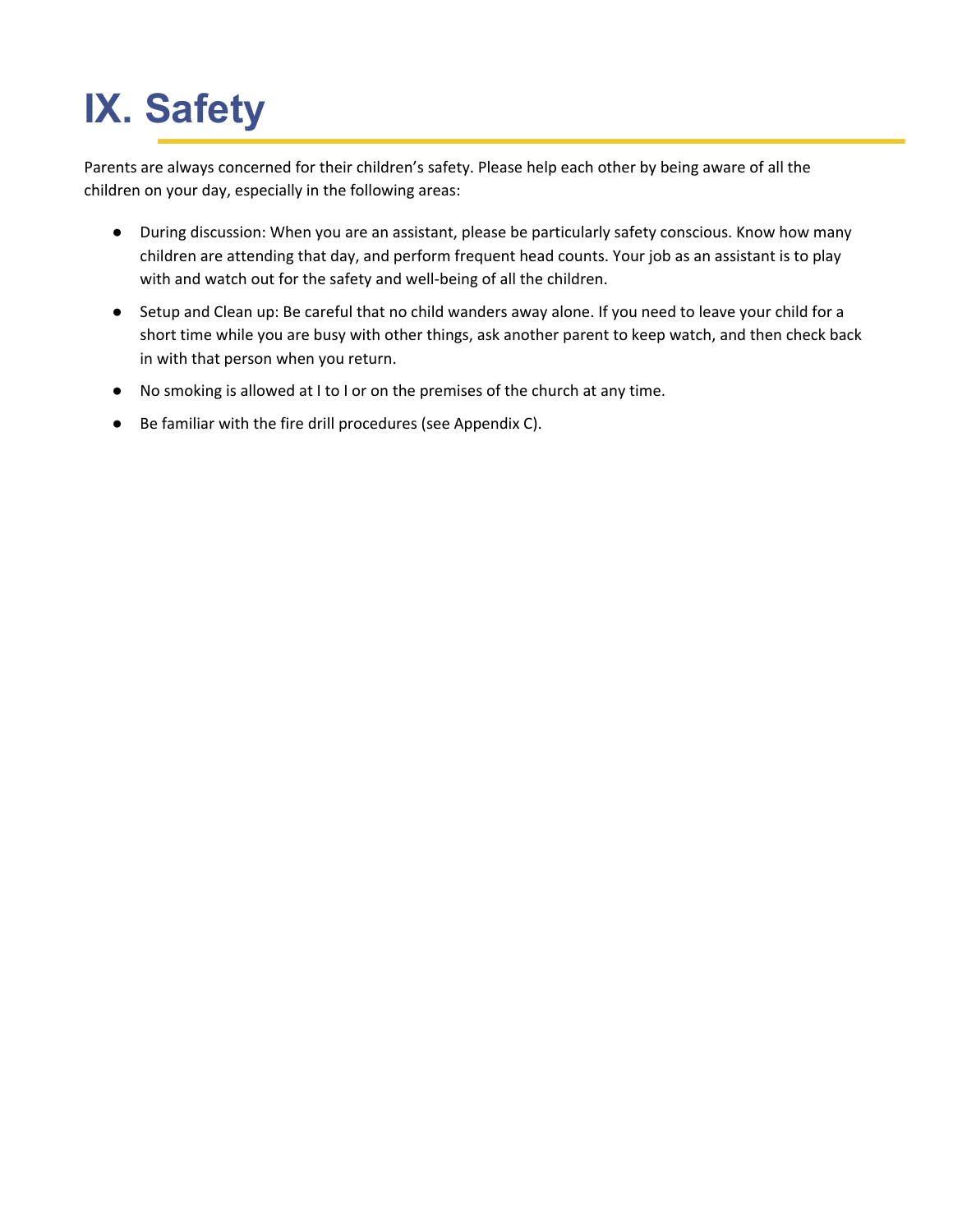# IX. Safety

Parents are always concerned for their children's safety. Please help each other by being aware of all the children on your day, especially in the following areas:

- During discussion: When you are an assistant, please be particularly safety conscious. Know how many children are attending that day, and perform frequent head counts. Your job as an assistant is to play with and watch out for the safety and well-being of all the children.
- Setup and Clean up: Be careful that no child wanders away alone. If you need to leave your child for a short time while you are busy with other things, ask another parent to keep watch, and then check back in with that person when you return.
- No smoking is allowed at I to I or on the premises of the church at any time.
- Be familiar with the fire drill procedures (see Appendix C).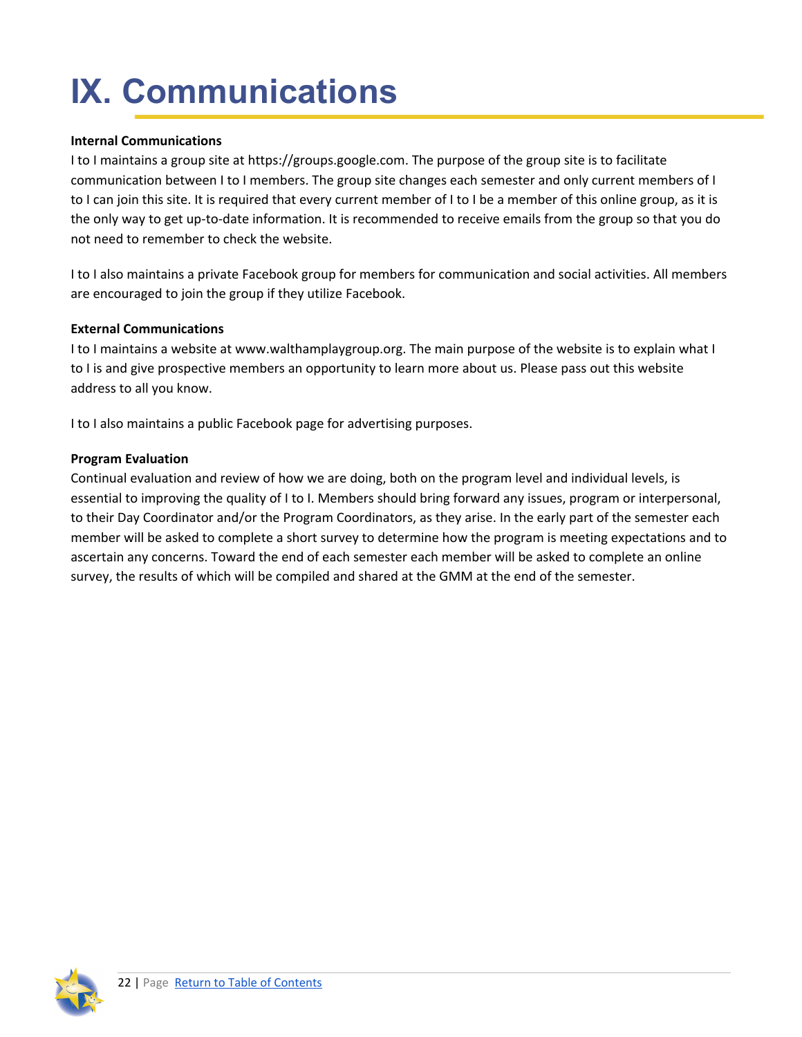# IX. Communications

**Internal Communications**

I to I maintains a group site at https://groups.google.com. The purpose of the group site is to facilitate communication between I to I members. The group site changes each semester and only current members of I to I can join this site. It is required that every current member of I to I be a member of this online group, as it is the only way to get up-to-date information. It is recommended to receive emails from the group so that you do not need to remember to check the website.

I to I also maintains a private Facebook group for members for communication and social activities. All members are encouraged to join the group if they utilize Facebook.

**External Communications**

I to I maintains a website at www.walthamplaygroup.org. The main purpose of the website is to explain what I to I is and give prospective members an opportunity to learn more about us. Please pass out this website address to all you know.

I to I also maintains a public Facebook page for advertising purposes.

**Program Evaluation**

Continual evaluation and review of how we are doing, both on the program level and individual levels, is essential to improving the quality of I to I. Members should bring forward any issues, program or interpersonal, to their Day Coordinator and/or the Program Coordinators, as they arise. In the early part of the semester each member will be asked to complete a short survey to determine how the program is meeting expectations and to ascertain any concerns. Toward the end of each semester each member will be asked to complete an online survey, the results of which will be compiled and shared at the GMM at the end of the semester.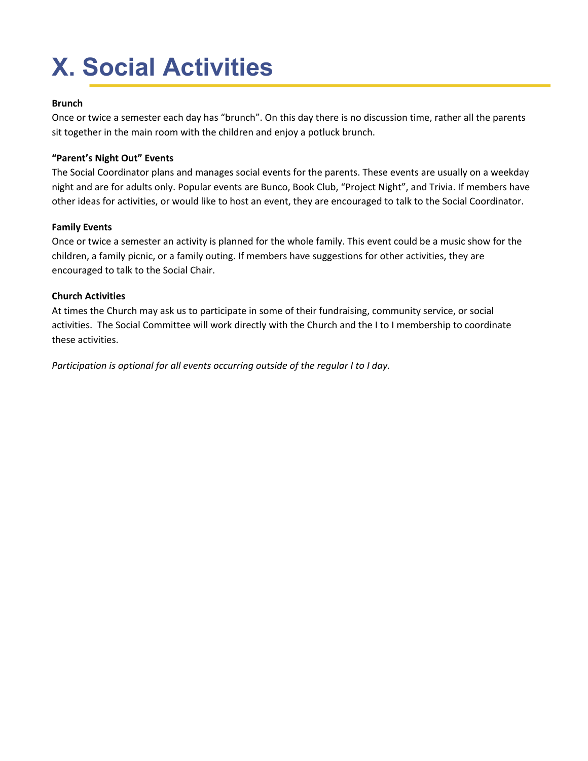# X. Social Activities

**Brunch**

Once or twice a semester each day has “brunch”. On this day there is no discussion time, rather all the parents sit together in the main room with the children and enjoy a potluck brunch.

**“Parent’s Night Out” Events**

The Social Coordinator plans and manages social events for the parents. These events are usually on a weekday night and are for adults only. Popular events are Bunco, Book Club, “Project Night”, and Trivia. If members have other ideas for activities, or would like to host an event, they are encouraged to talk to the Social Coordinator.

**Family Events**

Once or twice a semester an activity is planned for the whole family. This event could be a music show for the children, a family picnic, or a family outing. If members have suggestions for other activities, they are encouraged to talk to the Social Chair.

**Church Activities**

At times the Church may ask us to participate in some of their fundraising, community service, or social activities. The Social Committee will work directly with the Church and the I to I membership to coordinate these activities.

*Participation is optional for all events occurring outside of the regular I to I day.*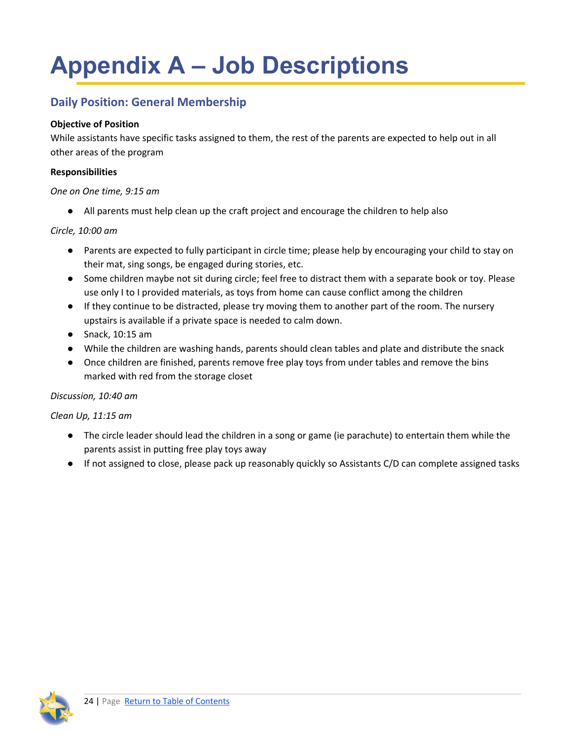# Appendix A – Job Descriptions

## Daily Position: General Membership

**Objective of Position**

While assistants have specific tasks assigned to them, the rest of the parents are expected to help out in all other areas of the program

**Responsibilities**

*One on One time, 9:15 am*

- All parents must help clean up the craft project and encourage the children to help also

*Circle, 10:00 am*

- Parents are expected to fully participant in circle time; please help by encouraging your child to stay on their mat, sing songs, be engaged during stories, etc.
- Some children maybe not sit during circle; feel free to distract them with a separate book or toy. Please use only I to I provided materials, as toys from home can cause conflict among the children
- If they continue to be distracted, please try moving them to another part of the room. The nursery upstairs is available if a private space is needed to calm down.
- Snack, 10:15 am
- While the children are washing hands, parents should clean tables and plate and distribute the snack
- Once children are finished, parents remove free play toys from under tables and remove the bins marked with red from the storage closet

*Discussion, 10:40 am*

*Clean Up, 11:15 am*

- The circle leader should lead the children in a song or game (ie parachute) to entertain them while the parents assist in putting free play toys away
- If not assigned to close, please pack up reasonably quickly so Assistants C/D can complete assigned tasks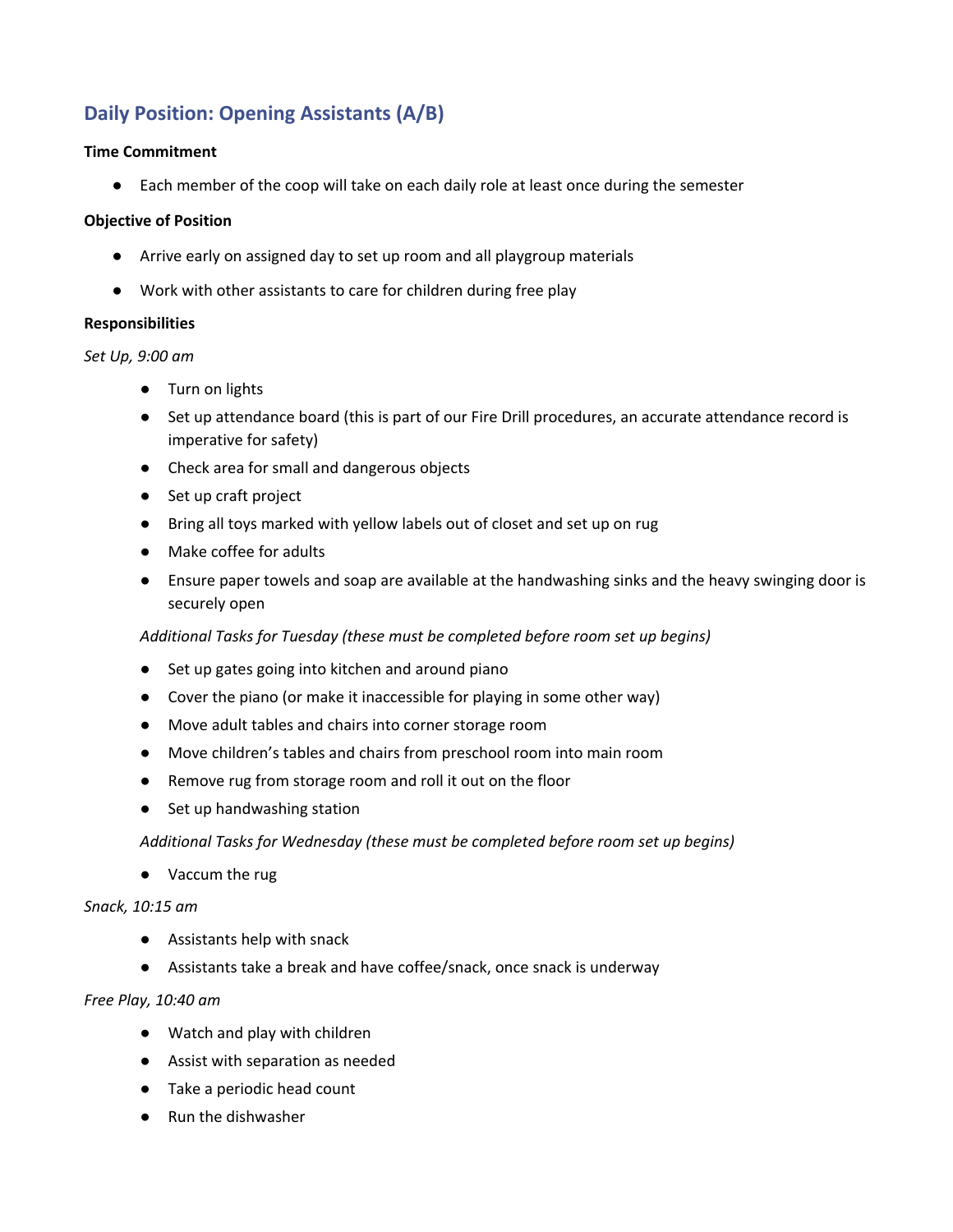## Daily Position: Opening Assistants (A/B)

**Time Commitment**

- Each member of the coop will take on each daily role at least once during the semester

**Objective of Position**

- Arrive early on assigned day to set up room and all playgroup materials
- Work with other assistants to care for children during free play

**Responsibilities**

*Set Up, 9:00 am*

- Turn on lights
- Set up attendance board (this is part of our Fire Drill procedures, an accurate attendance record is imperative for safety)
- Check area for small and dangerous objects
- Set up craft project
- Bring all toys marked with yellow labels out of closet and set up on rug
- Make coffee for adults
- Ensure paper towels and soap are available at the handwashing sinks and the heavy swinging door is securely open

*Additional Tasks for Tuesday (these must be completed before room set up begins)*

- Set up gates going into kitchen and around piano
- Cover the piano (or make it inaccessible for playing in some other way)
- Move adult tables and chairs into corner storage room
- Move children's tables and chairs from preschool room into main room
- Remove rug from storage room and roll it out on the floor
- Set up handwashing station

*Additional Tasks for Wednesday (these must be completed before room set up begins)*

- Vaccum the rug

*Snack, 10:15 am*

- Assistants help with snack
- Assistants take a break and have coffee/snack, once snack is underway

*Free Play, 10:40 am*

- Watch and play with children
- Assist with separation as needed
- Take a periodic head count
- Run the dishwasher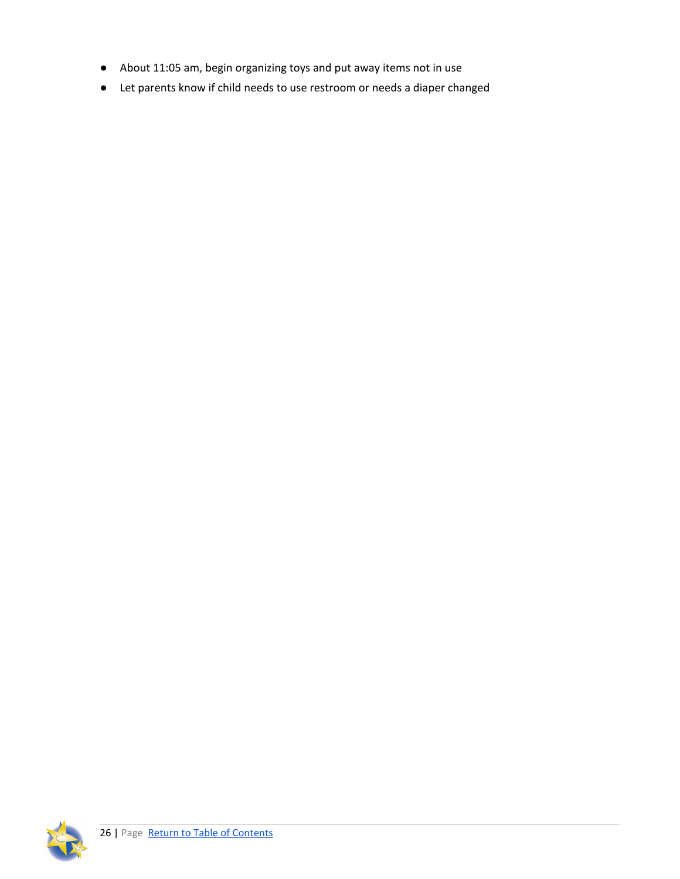- About 11:05 am, begin organizing toys and put away items not in use
- Let parents know if child needs to use restroom or needs a diaper changed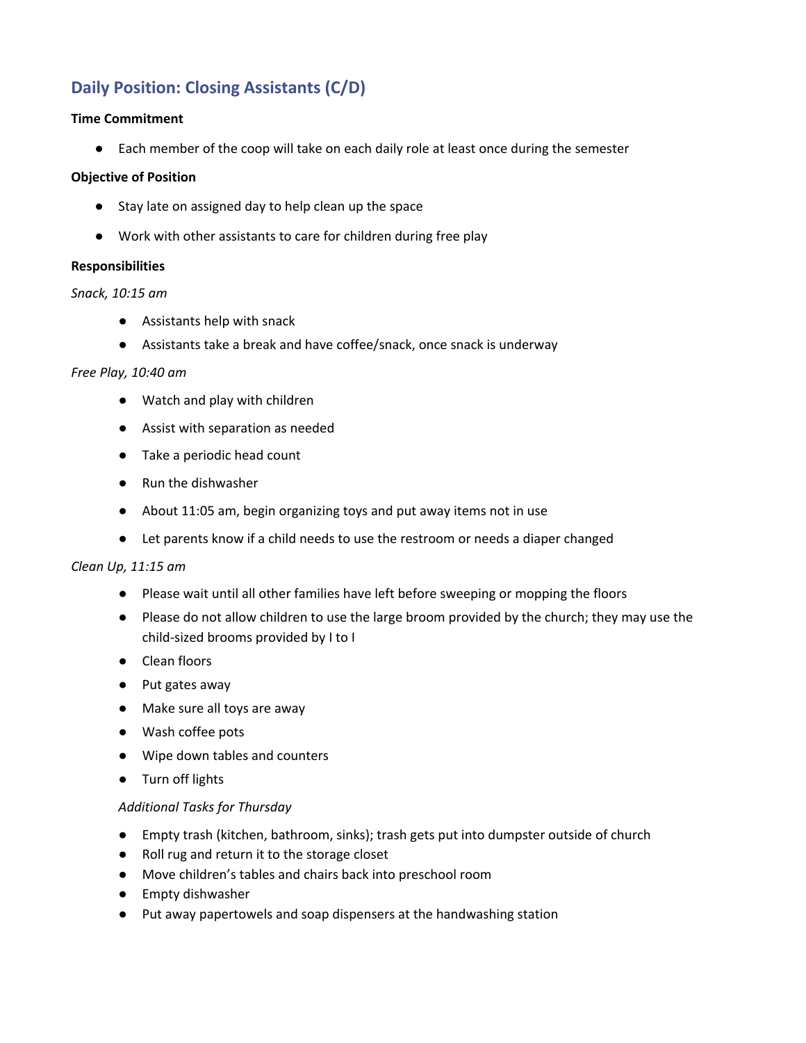## Daily Position: Closing Assistants (C/D)

**Time Commitment**

- Each member of the coop will take on each daily role at least once during the semester

**Objective of Position**

- Stay late on assigned day to help clean up the space
- Work with other assistants to care for children during free play

**Responsibilities**

*Snack, 10:15 am*

- Assistants help with snack
- Assistants take a break and have coffee/snack, once snack is underway

*Free Play, 10:40 am*

- Watch and play with children
- Assist with separation as needed
- Take a periodic head count
- Run the dishwasher
- About 11:05 am, begin organizing toys and put away items not in use
- Let parents know if a child needs to use the restroom or needs a diaper changed

*Clean Up, 11:15 am*

- Please wait until all other families have left before sweeping or mopping the floors
- Please do not allow children to use the large broom provided by the church; they may use the child-sized brooms provided by I to I
- Clean floors
- Put gates away
- Make sure all toys are away
- Wash coffee pots
- Wipe down tables and counters
- Turn off lights

*Additional Tasks for Thursday*

- Empty trash (kitchen, bathroom, sinks); trash gets put into dumpster outside of church
- Roll rug and return it to the storage closet
- Move children's tables and chairs back into preschool room
- Empty dishwasher
- Put away papertowels and soap dispensers at the handwashing station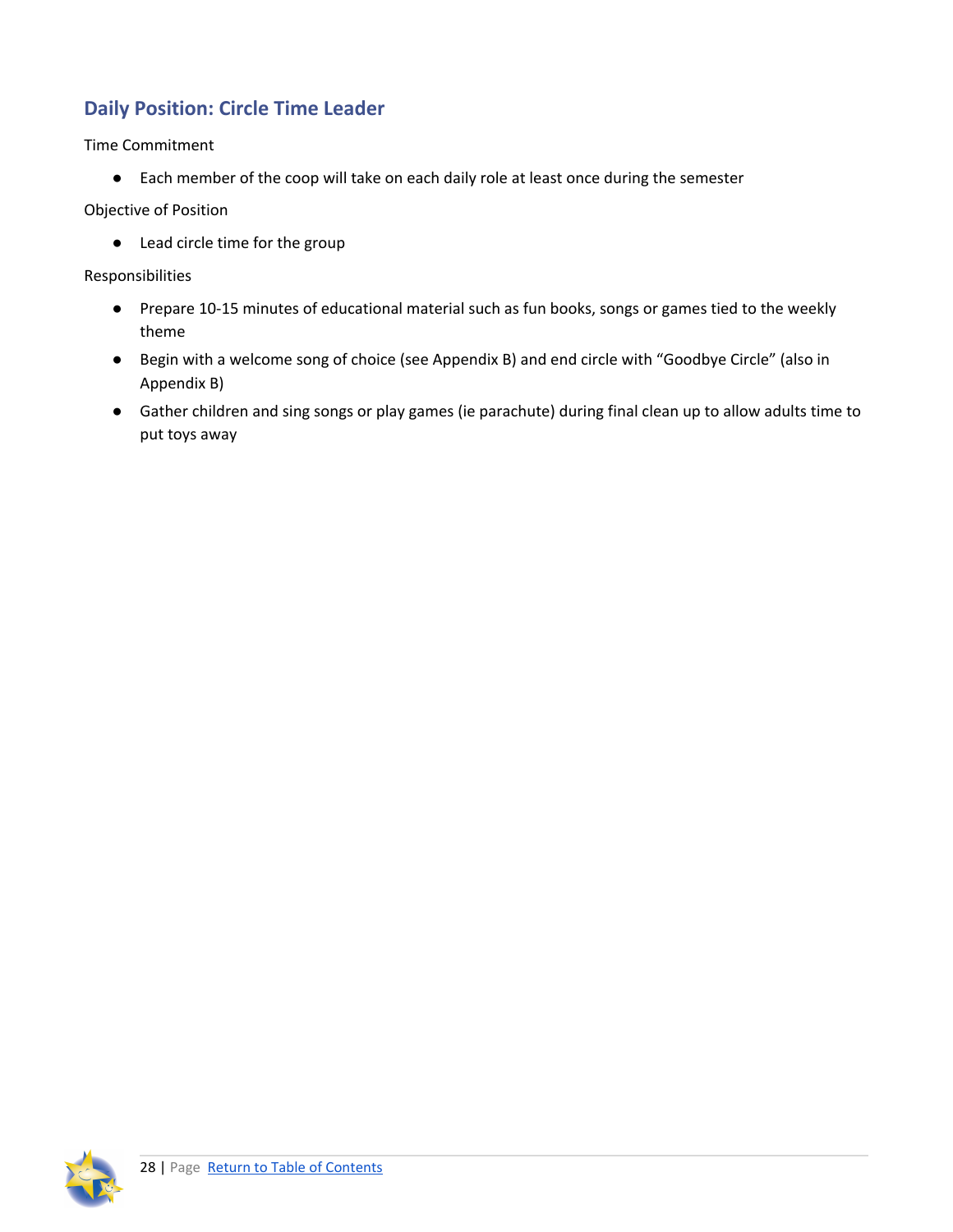## Daily Position: Circle Time Leader

Time Commitment

- Each member of the coop will take on each daily role at least once during the semester

Objective of Position

- Lead circle time for the group

Responsibilities

- Prepare 10-15 minutes of educational material such as fun books, songs or games tied to the weekly theme
- Begin with a welcome song of choice (see Appendix B) and end circle with "Goodbye Circle" (also in Appendix B)
- Gather children and sing songs or play games (ie parachute) during final clean up to allow adults time to put toys away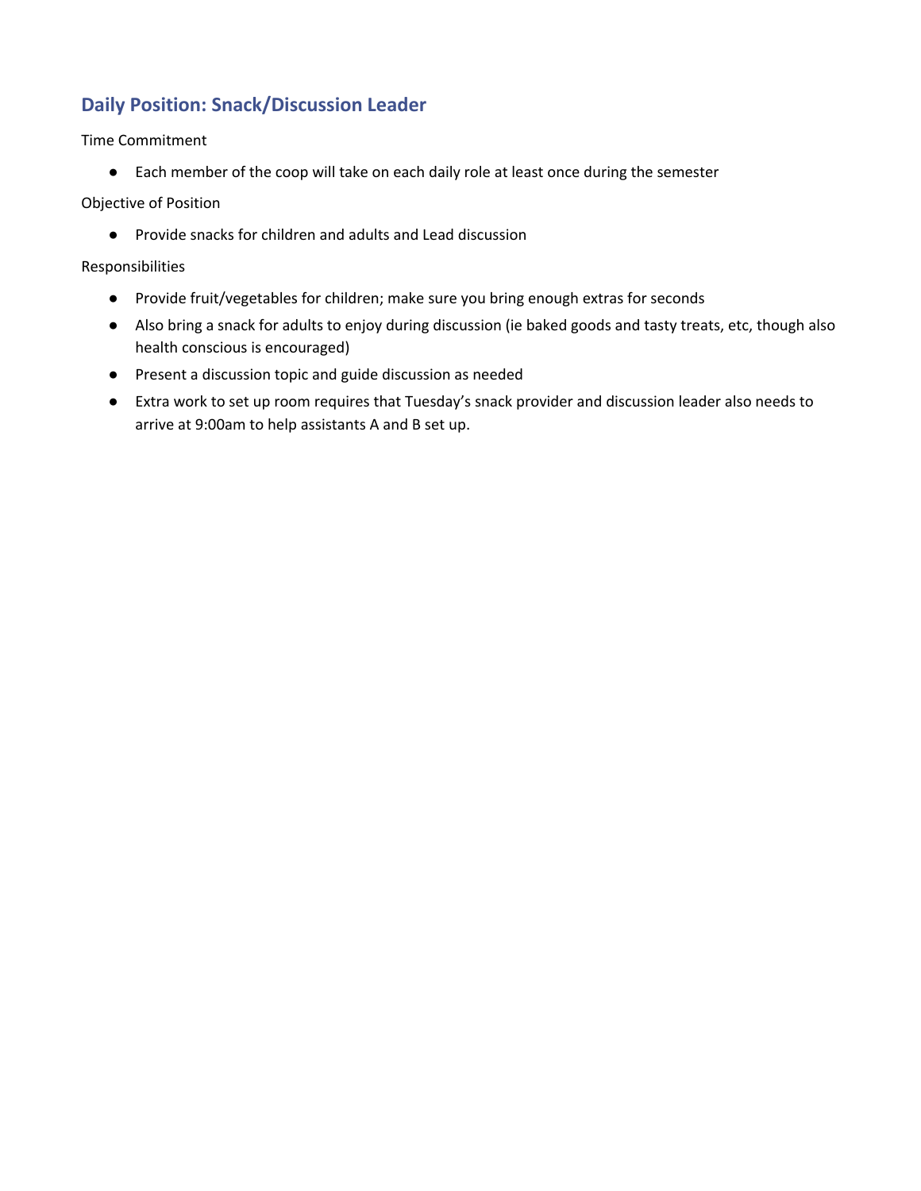## Daily Position: Snack/Discussion Leader

Time Commitment

- Each member of the coop will take on each daily role at least once during the semester

Objective of Position

- Provide snacks for children and adults and Lead discussion

Responsibilities

- Provide fruit/vegetables for children; make sure you bring enough extras for seconds
- Also bring a snack for adults to enjoy during discussion (ie baked goods and tasty treats, etc, though also health conscious is encouraged)
- Present a discussion topic and guide discussion as needed
- Extra work to set up room requires that Tuesday's snack provider and discussion leader also needs to arrive at 9:00am to help assistants A and B set up.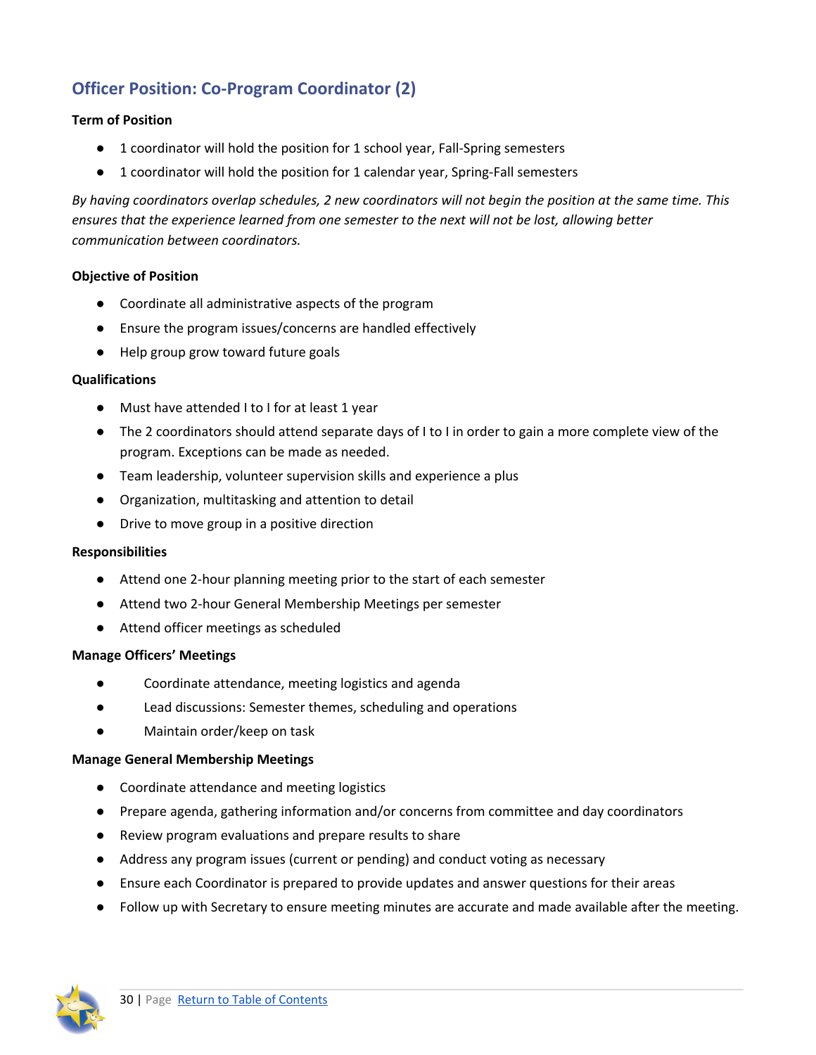## Officer Position: Co-Program Coordinator (2)

**Term of Position**

- 1 coordinator will hold the position for 1 school year, Fall-Spring semesters
- 1 coordinator will hold the position for 1 calendar year, Spring-Fall semesters

*By having coordinators overlap schedules, 2 new coordinators will not begin the position at the same time. This ensures that the experience learned from one semester to the next will not be lost, allowing better communication between coordinators.*

**Objective of Position**

- Coordinate all administrative aspects of the program
- Ensure the program issues/concerns are handled effectively
- Help group grow toward future goals

**Qualifications**

- Must have attended I to I for at least 1 year
- The 2 coordinators should attend separate days of I to I in order to gain a more complete view of the program. Exceptions can be made as needed.
- Team leadership, volunteer supervision skills and experience a plus
- Organization, multitasking and attention to detail
- Drive to move group in a positive direction

**Responsibilities**

- Attend one 2-hour planning meeting prior to the start of each semester
- Attend two 2-hour General Membership Meetings per semester
- Attend officer meetings as scheduled

**Manage Officers' Meetings**

- Coordinate attendance, meeting logistics and agenda
- Lead discussions: Semester themes, scheduling and operations
- Maintain order/keep on task

**Manage General Membership Meetings**

- Coordinate attendance and meeting logistics
- Prepare agenda, gathering information and/or concerns from committee and day coordinators
- Review program evaluations and prepare results to share
- Address any program issues (current or pending) and conduct voting as necessary
- Ensure each Coordinator is prepared to provide updates and answer questions for their areas
- Follow up with Secretary to ensure meeting minutes are accurate and made available after the meeting.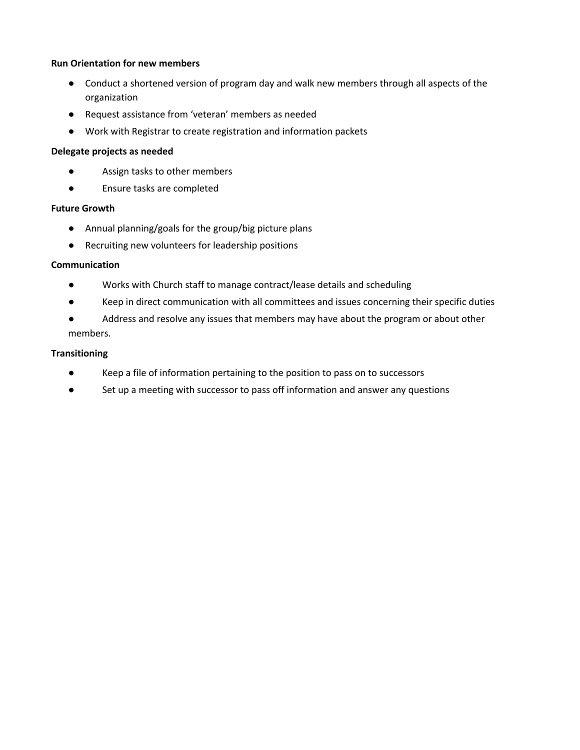**Run Orientation for new members**

- Conduct a shortened version of program day and walk new members through all aspects of the organization
- Request assistance from 'veteran' members as needed
- Work with Registrar to create registration and information packets

**Delegate projects as needed**

- Assign tasks to other members
- Ensure tasks are completed

**Future Growth**

- Annual planning/goals for the group/big picture plans
- Recruiting new volunteers for leadership positions

**Communication**

- Works with Church staff to manage contract/lease details and scheduling
- Keep in direct communication with all committees and issues concerning their specific duties
- Address and resolve any issues that members may have about the program or about other members.

**Transitioning**

- Keep a file of information pertaining to the position to pass on to successors
- Set up a meeting with successor to pass off information and answer any questions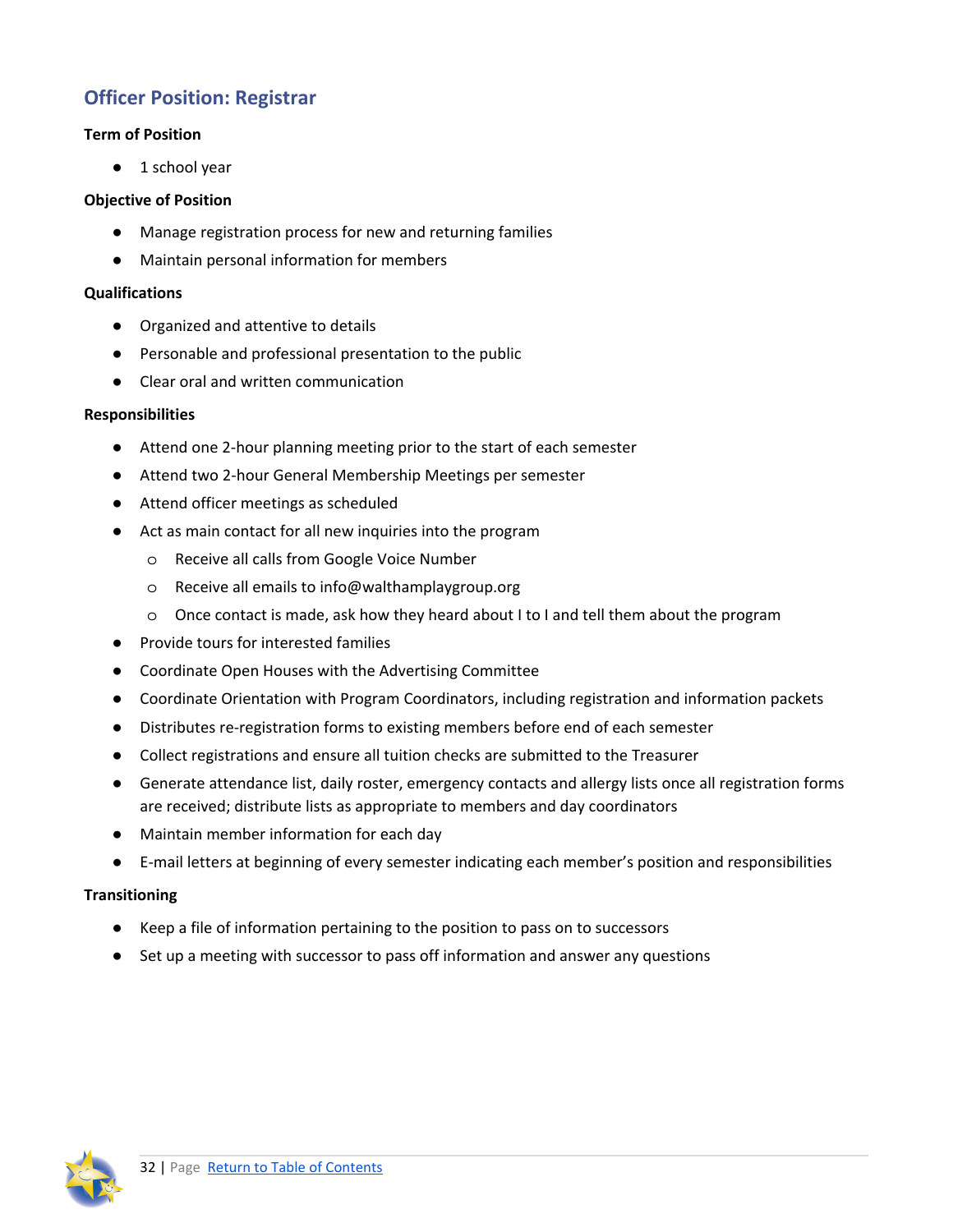## Officer Position: Registrar

**Term of Position**

- 1 school year

**Objective of Position**

- Manage registration process for new and returning families
- Maintain personal information for members

**Qualifications**

- Organized and attentive to details
- Personable and professional presentation to the public
- Clear oral and written communication

**Responsibilities**

- Attend one 2-hour planning meeting prior to the start of each semester
- Attend two 2-hour General Membership Meetings per semester
- Attend officer meetings as scheduled
- Act as main contact for all new inquiries into the program
  - Receive all calls from Google Voice Number
  - Receive all emails to info@walthamplaygroup.org
  - Once contact is made, ask how they heard about I to I and tell them about the program
- Provide tours for interested families
- Coordinate Open Houses with the Advertising Committee
- Coordinate Orientation with Program Coordinators, including registration and information packets
- Distributes re-registration forms to existing members before end of each semester
- Collect registrations and ensure all tuition checks are submitted to the Treasurer
- Generate attendance list, daily roster, emergency contacts and allergy lists once all registration forms are received; distribute lists as appropriate to members and day coordinators
- Maintain member information for each day
- E-mail letters at beginning of every semester indicating each member's position and responsibilities

**Transitioning**

- Keep a file of information pertaining to the position to pass on to successors
- Set up a meeting with successor to pass off information and answer any questions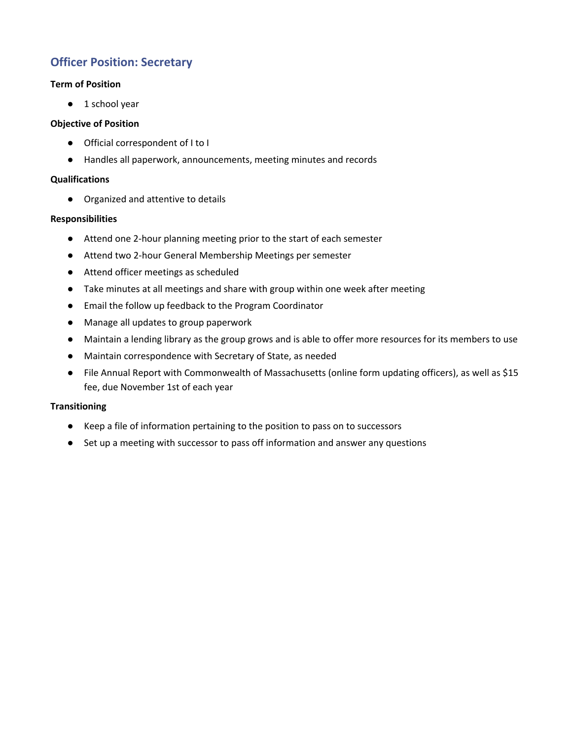## Officer Position: Secretary

**Term of Position**

- 1 school year

**Objective of Position**

- Official correspondent of I to I
- Handles all paperwork, announcements, meeting minutes and records

**Qualifications**

- Organized and attentive to details

**Responsibilities**

- Attend one 2-hour planning meeting prior to the start of each semester
- Attend two 2-hour General Membership Meetings per semester
- Attend officer meetings as scheduled
- Take minutes at all meetings and share with group within one week after meeting
- Email the follow up feedback to the Program Coordinator
- Manage all updates to group paperwork
- Maintain a lending library as the group grows and is able to offer more resources for its members to use
- Maintain correspondence with Secretary of State, as needed
- File Annual Report with Commonwealth of Massachusetts (online form updating officers), as well as $15 fee, due November 1st of each year

**Transitioning**

- Keep a file of information pertaining to the position to pass on to successors
- Set up a meeting with successor to pass off information and answer any questions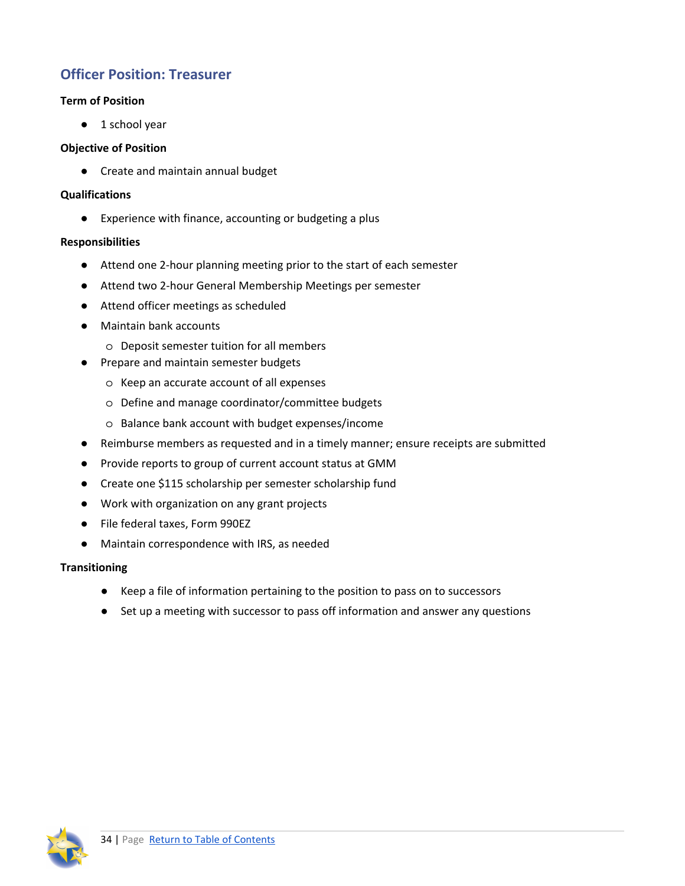## Officer Position: Treasurer

**Term of Position**

- 1 school year

**Objective of Position**

- Create and maintain annual budget

**Qualifications**

- Experience with finance, accounting or budgeting a plus

**Responsibilities**

- Attend one 2-hour planning meeting prior to the start of each semester
- Attend two 2-hour General Membership Meetings per semester
- Attend officer meetings as scheduled
- Maintain bank accounts
  - Deposit semester tuition for all members
- Prepare and maintain semester budgets
  - Keep an accurate account of all expenses
  - Define and manage coordinator/committee budgets
  - Balance bank account with budget expenses/income
- Reimburse members as requested and in a timely manner; ensure receipts are submitted
- Provide reports to group of current account status at GMM
- Create one $115 scholarship per semester scholarship fund
- Work with organization on any grant projects
- File federal taxes, Form 990EZ
- Maintain correspondence with IRS, as needed

**Transitioning**

- Keep a file of information pertaining to the position to pass on to successors
- Set up a meeting with successor to pass off information and answer any questions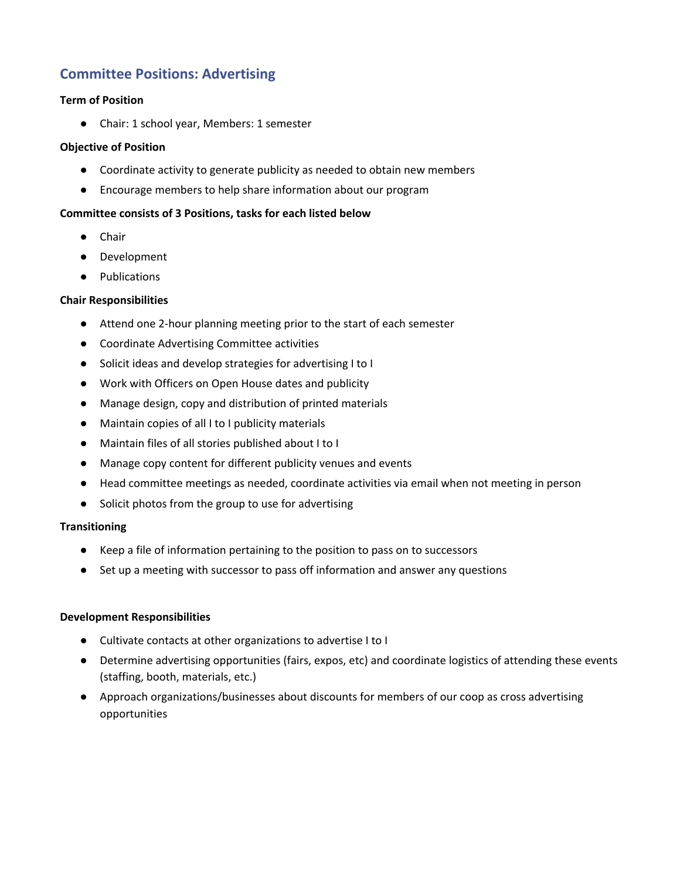## Committee Positions: Advertising

**Term of Position**

- Chair: 1 school year, Members: 1 semester

**Objective of Position**

- Coordinate activity to generate publicity as needed to obtain new members
- Encourage members to help share information about our program

**Committee consists of 3 Positions, tasks for each listed below**

- Chair
- Development
- Publications

**Chair Responsibilities**

- Attend one 2-hour planning meeting prior to the start of each semester
- Coordinate Advertising Committee activities
- Solicit ideas and develop strategies for advertising I to I
- Work with Officers on Open House dates and publicity
- Manage design, copy and distribution of printed materials
- Maintain copies of all I to I publicity materials
- Maintain files of all stories published about I to I
- Manage copy content for different publicity venues and events
- Head committee meetings as needed, coordinate activities via email when not meeting in person
- Solicit photos from the group to use for advertising

**Transitioning**

- Keep a file of information pertaining to the position to pass on to successors
- Set up a meeting with successor to pass off information and answer any questions

**Development Responsibilities**

- Cultivate contacts at other organizations to advertise I to I
- Determine advertising opportunities (fairs, expos, etc) and coordinate logistics of attending these events (staffing, booth, materials, etc.)
- Approach organizations/businesses about discounts for members of our coop as cross advertising opportunities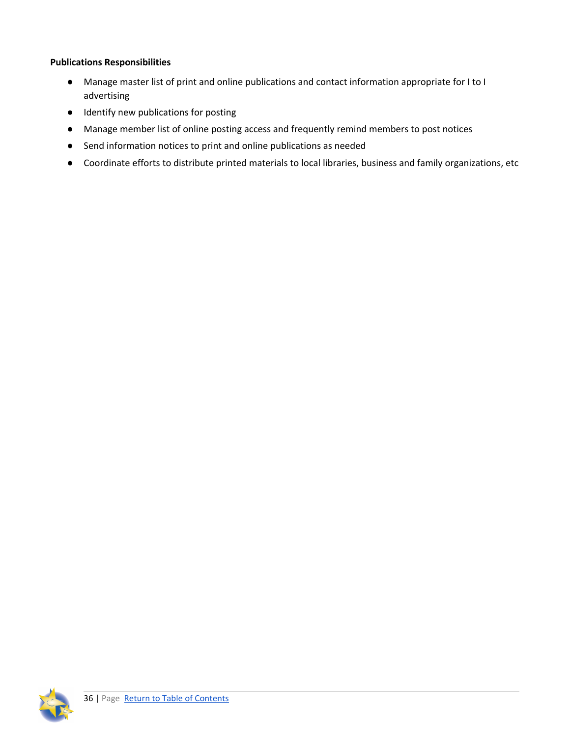**Publications Responsibilities**

- Manage master list of print and online publications and contact information appropriate for I to I advertising
- Identify new publications for posting
- Manage member list of online posting access and frequently remind members to post notices
- Send information notices to print and online publications as needed
- Coordinate efforts to distribute printed materials to local libraries, business and family organizations, etc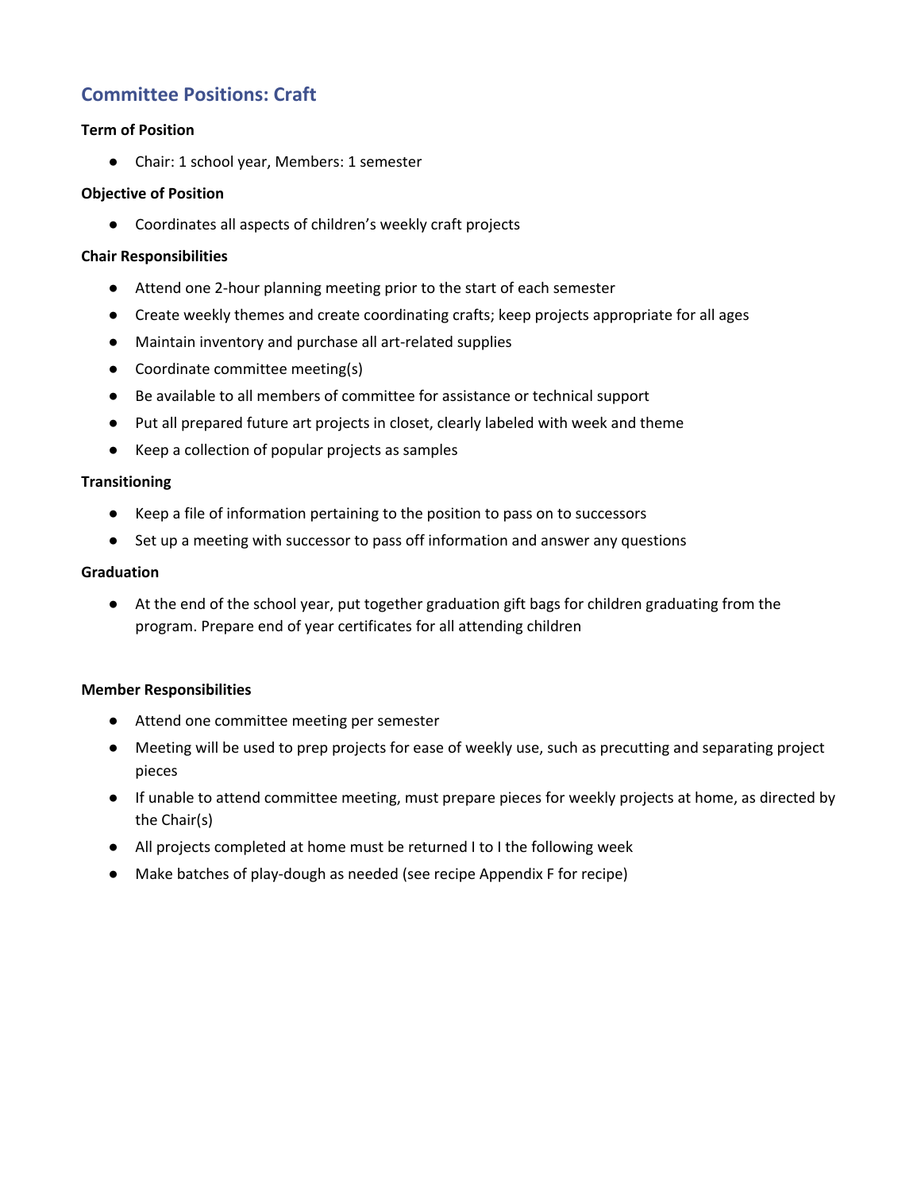## Committee Positions: Craft

**Term of Position**

- Chair: 1 school year, Members: 1 semester

**Objective of Position**

- Coordinates all aspects of children's weekly craft projects

**Chair Responsibilities**

- Attend one 2-hour planning meeting prior to the start of each semester
- Create weekly themes and create coordinating crafts; keep projects appropriate for all ages
- Maintain inventory and purchase all art-related supplies
- Coordinate committee meeting(s)
- Be available to all members of committee for assistance or technical support
- Put all prepared future art projects in closet, clearly labeled with week and theme
- Keep a collection of popular projects as samples

**Transitioning**

- Keep a file of information pertaining to the position to pass on to successors
- Set up a meeting with successor to pass off information and answer any questions

**Graduation**

- At the end of the school year, put together graduation gift bags for children graduating from the program. Prepare end of year certificates for all attending children

**Member Responsibilities**

- Attend one committee meeting per semester
- Meeting will be used to prep projects for ease of weekly use, such as precutting and separating project pieces
- If unable to attend committee meeting, must prepare pieces for weekly projects at home, as directed by the Chair(s)
- All projects completed at home must be returned I to I the following week
- Make batches of play-dough as needed (see recipe Appendix F for recipe)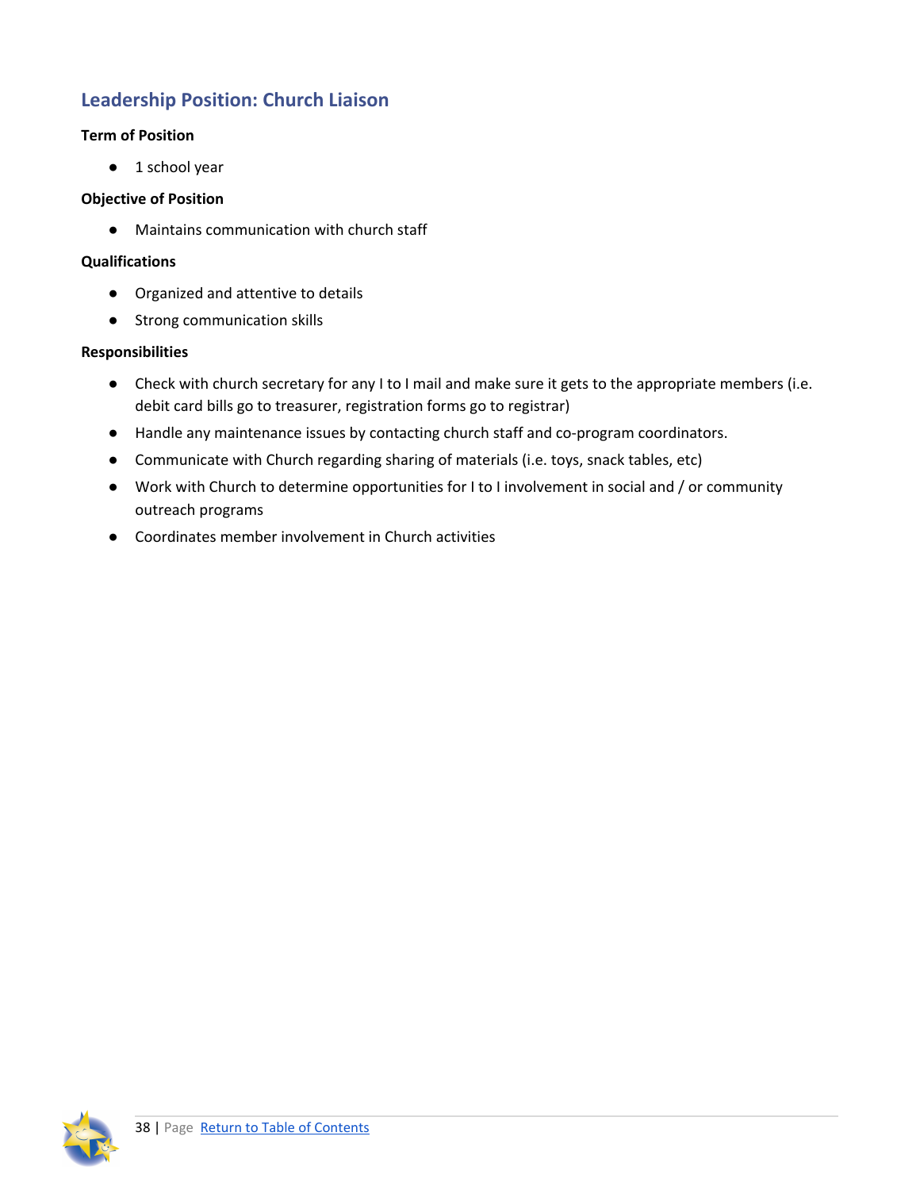## Leadership Position: Church Liaison

**Term of Position**

- 1 school year

**Objective of Position**

- Maintains communication with church staff

**Qualifications**

- Organized and attentive to details
- Strong communication skills

**Responsibilities**

- Check with church secretary for any I to I mail and make sure it gets to the appropriate members (i.e. debit card bills go to treasurer, registration forms go to registrar)
- Handle any maintenance issues by contacting church staff and co-program coordinators.
- Communicate with Church regarding sharing of materials (i.e. toys, snack tables, etc)
- Work with Church to determine opportunities for I to I involvement in social and / or community outreach programs
- Coordinates member involvement in Church activities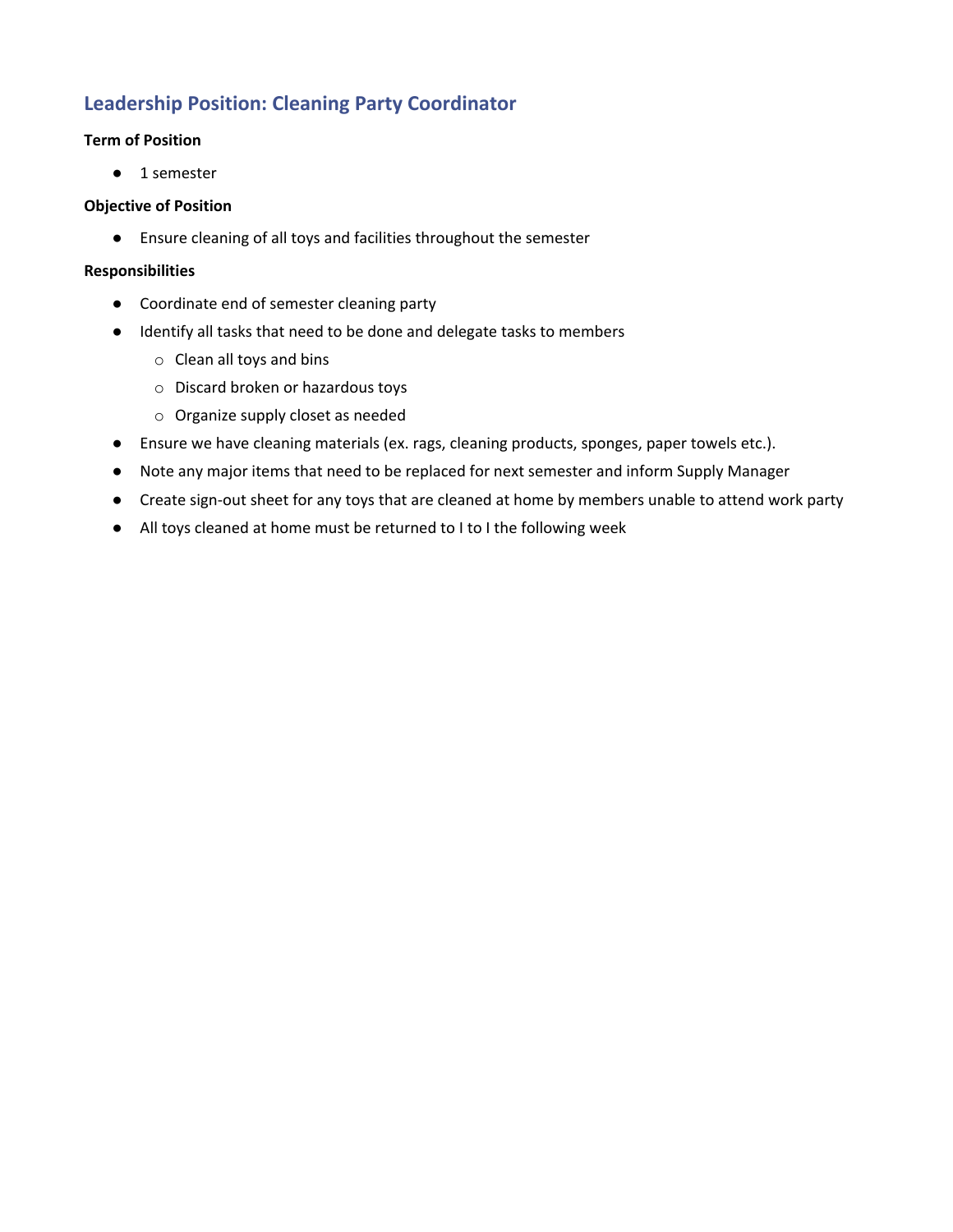## Leadership Position: Cleaning Party Coordinator

**Term of Position**

- 1 semester

**Objective of Position**

- Ensure cleaning of all toys and facilities throughout the semester

**Responsibilities**

- Coordinate end of semester cleaning party
- Identify all tasks that need to be done and delegate tasks to members
  - Clean all toys and bins
  - Discard broken or hazardous toys
  - Organize supply closet as needed
- Ensure we have cleaning materials (ex. rags, cleaning products, sponges, paper towels etc.).
- Note any major items that need to be replaced for next semester and inform Supply Manager
- Create sign-out sheet for any toys that are cleaned at home by members unable to attend work party
- All toys cleaned at home must be returned to I to I the following week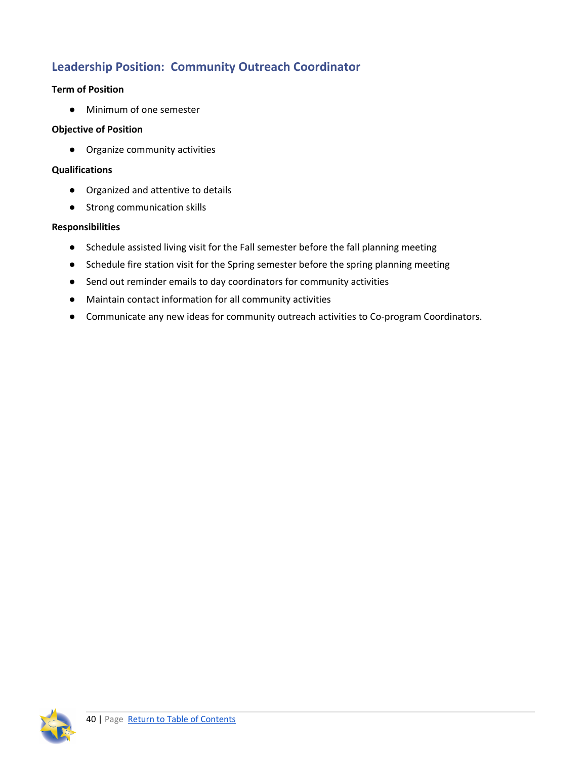## Leadership Position: Community Outreach Coordinator

**Term of Position**

- Minimum of one semester

**Objective of Position**

- Organize community activities

**Qualifications**

- Organized and attentive to details
- Strong communication skills

**Responsibilities**

- Schedule assisted living visit for the Fall semester before the fall planning meeting
- Schedule fire station visit for the Spring semester before the spring planning meeting
- Send out reminder emails to day coordinators for community activities
- Maintain contact information for all community activities
- Communicate any new ideas for community outreach activities to Co-program Coordinators.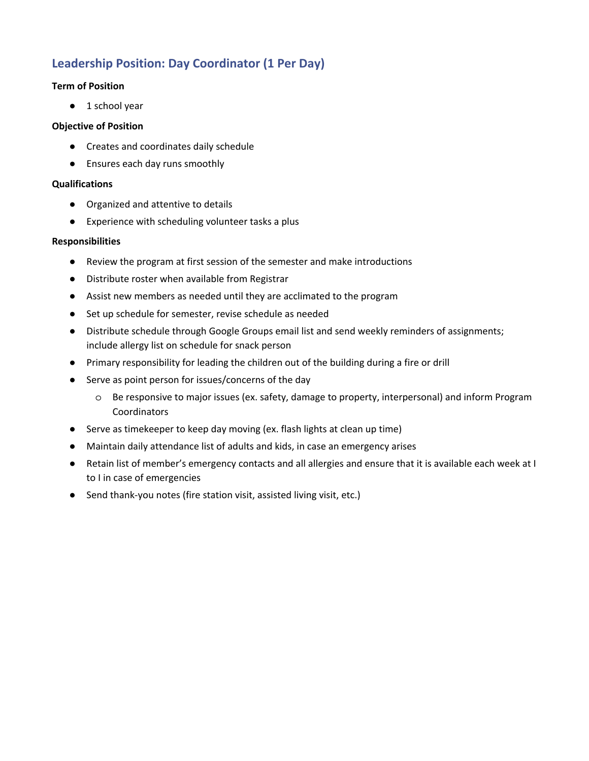## Leadership Position: Day Coordinator (1 Per Day)

**Term of Position**

- 1 school year

**Objective of Position**

- Creates and coordinates daily schedule
- Ensures each day runs smoothly

**Qualifications**

- Organized and attentive to details
- Experience with scheduling volunteer tasks a plus

**Responsibilities**

- Review the program at first session of the semester and make introductions
- Distribute roster when available from Registrar
- Assist new members as needed until they are acclimated to the program
- Set up schedule for semester, revise schedule as needed
- Distribute schedule through Google Groups email list and send weekly reminders of assignments; include allergy list on schedule for snack person
- Primary responsibility for leading the children out of the building during a fire or drill
- Serve as point person for issues/concerns of the day
  - Be responsive to major issues (ex. safety, damage to property, interpersonal) and inform Program Coordinators
- Serve as timekeeper to keep day moving (ex. flash lights at clean up time)
- Maintain daily attendance list of adults and kids, in case an emergency arises
- Retain list of member's emergency contacts and all allergies and ensure that it is available each week at I to I in case of emergencies
- Send thank-you notes (fire station visit, assisted living visit, etc.)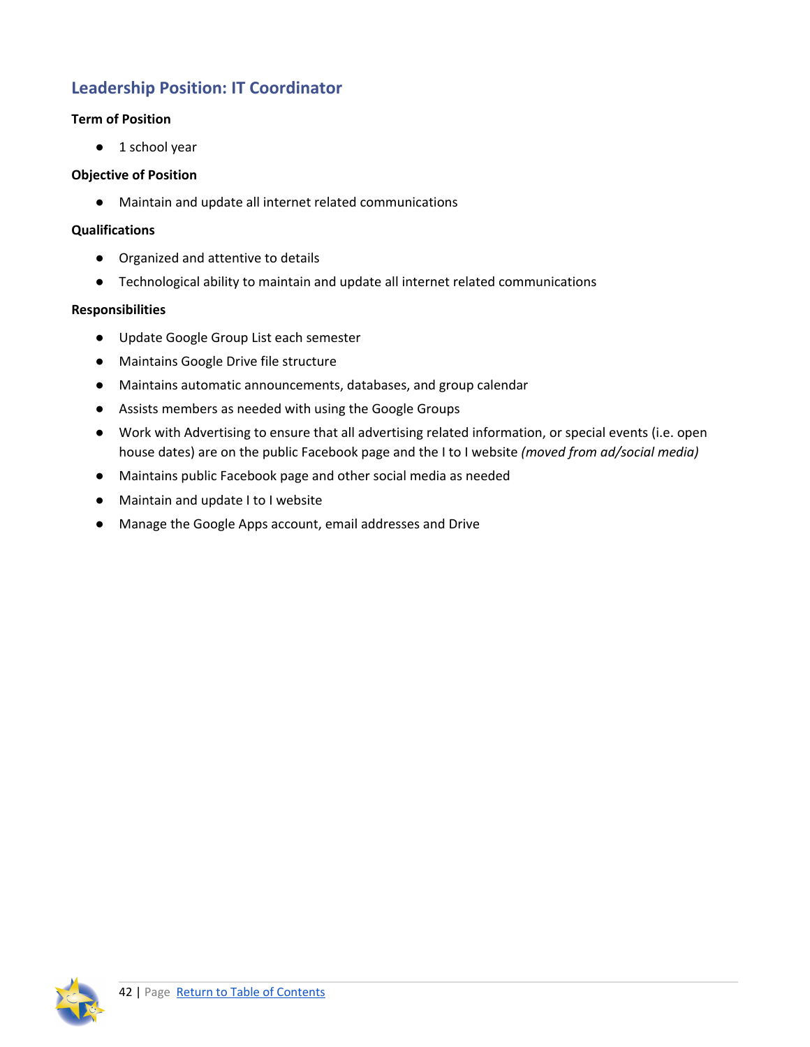## Leadership Position: IT Coordinator

**Term of Position**

- 1 school year

**Objective of Position**

- Maintain and update all internet related communications

**Qualifications**

- Organized and attentive to details
- Technological ability to maintain and update all internet related communications

**Responsibilities**

- Update Google Group List each semester
- Maintains Google Drive file structure
- Maintains automatic announcements, databases, and group calendar
- Assists members as needed with using the Google Groups
- Work with Advertising to ensure that all advertising related information, or special events (i.e. open house dates) are on the public Facebook page and the I to I website *(moved from ad/social media)*
- Maintains public Facebook page and other social media as needed
- Maintain and update I to I website
- Manage the Google Apps account, email addresses and Drive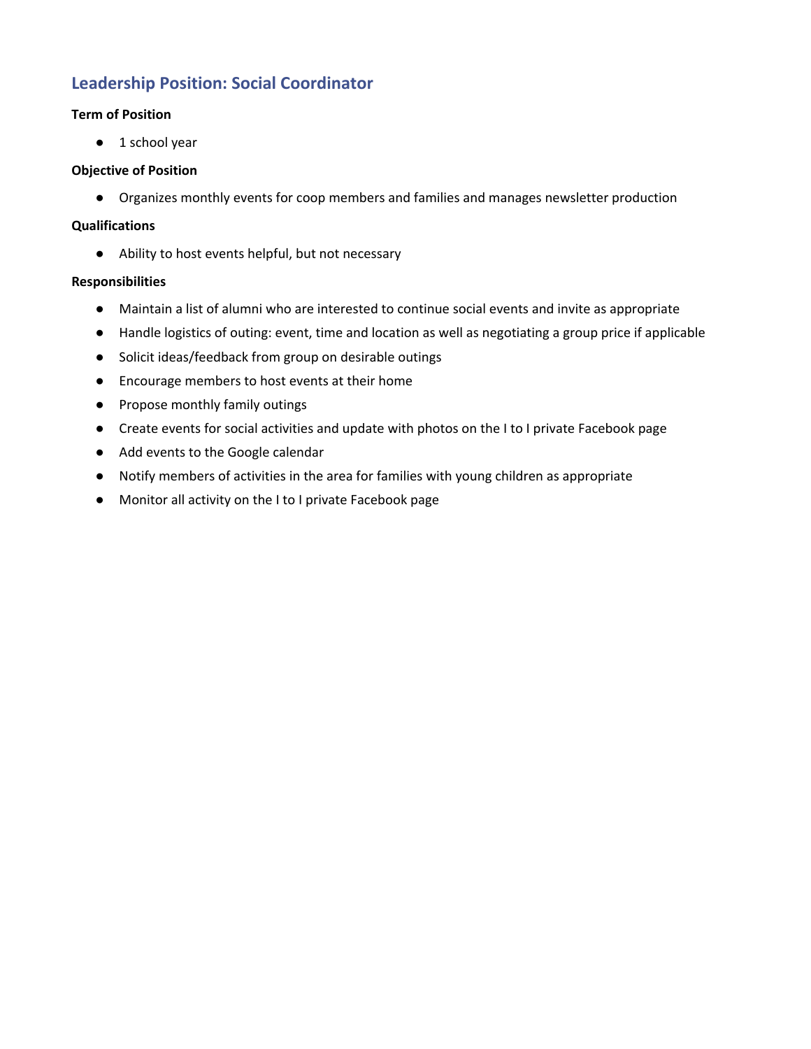## Leadership Position: Social Coordinator

**Term of Position**

- 1 school year

**Objective of Position**

- Organizes monthly events for coop members and families and manages newsletter production

**Qualifications**

- Ability to host events helpful, but not necessary

**Responsibilities**

- Maintain a list of alumni who are interested to continue social events and invite as appropriate
- Handle logistics of outing: event, time and location as well as negotiating a group price if applicable
- Solicit ideas/feedback from group on desirable outings
- Encourage members to host events at their home
- Propose monthly family outings
- Create events for social activities and update with photos on the I to I private Facebook page
- Add events to the Google calendar
- Notify members of activities in the area for families with young children as appropriate
- Monitor all activity on the I to I private Facebook page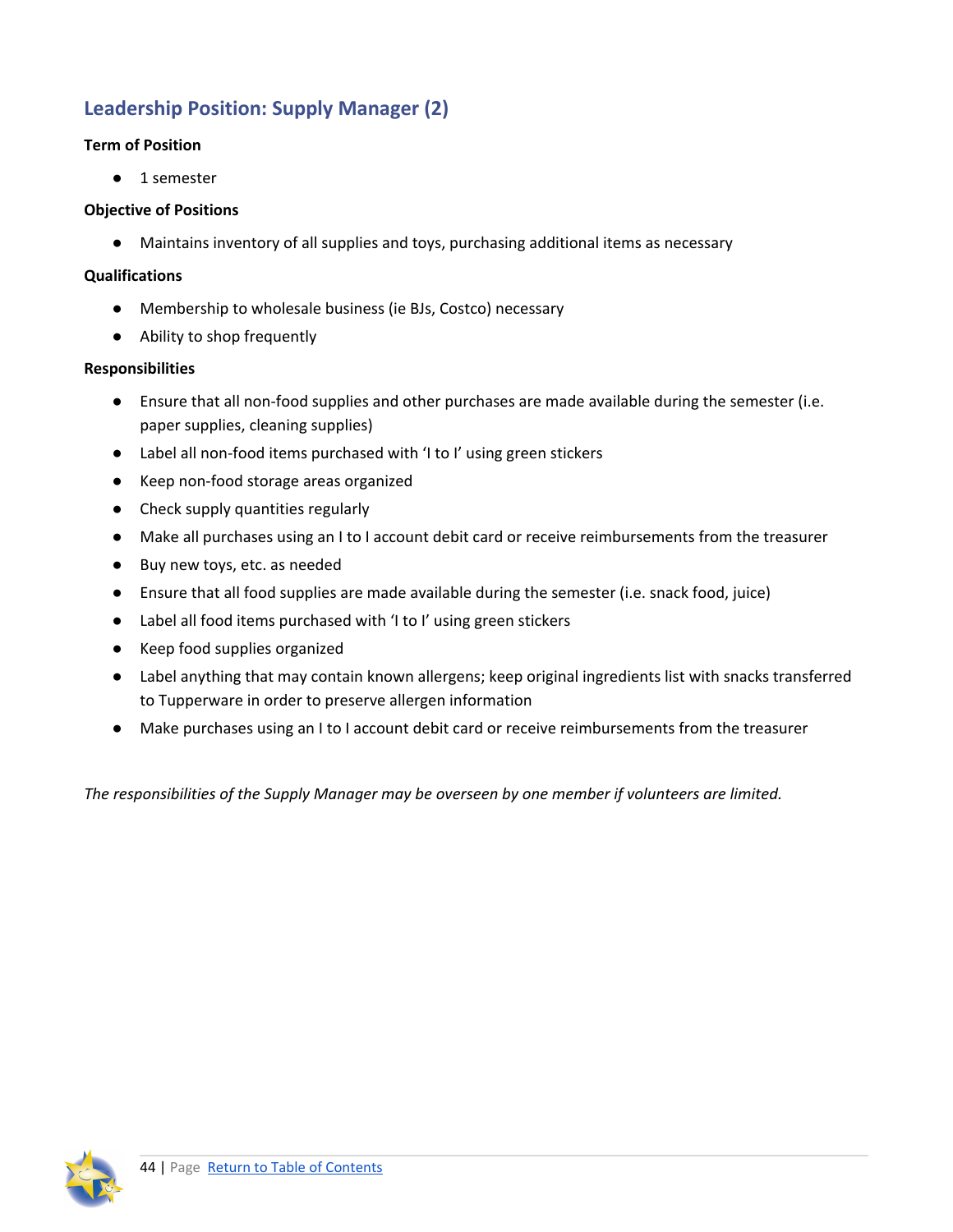## Leadership Position: Supply Manager (2)

**Term of Position**

- 1 semester

**Objective of Positions**

- Maintains inventory of all supplies and toys, purchasing additional items as necessary

**Qualifications**

- Membership to wholesale business (ie BJs, Costco) necessary
- Ability to shop frequently

**Responsibilities**

- Ensure that all non-food supplies and other purchases are made available during the semester (i.e. paper supplies, cleaning supplies)
- Label all non-food items purchased with 'I to I' using green stickers
- Keep non-food storage areas organized
- Check supply quantities regularly
- Make all purchases using an I to I account debit card or receive reimbursements from the treasurer
- Buy new toys, etc. as needed
- Ensure that all food supplies are made available during the semester (i.e. snack food, juice)
- Label all food items purchased with 'I to I' using green stickers
- Keep food supplies organized
- Label anything that may contain known allergens; keep original ingredients list with snacks transferred to Tupperware in order to preserve allergen information
- Make purchases using an I to I account debit card or receive reimbursements from the treasurer

*The responsibilities of the Supply Manager may be overseen by one member if volunteers are limited.*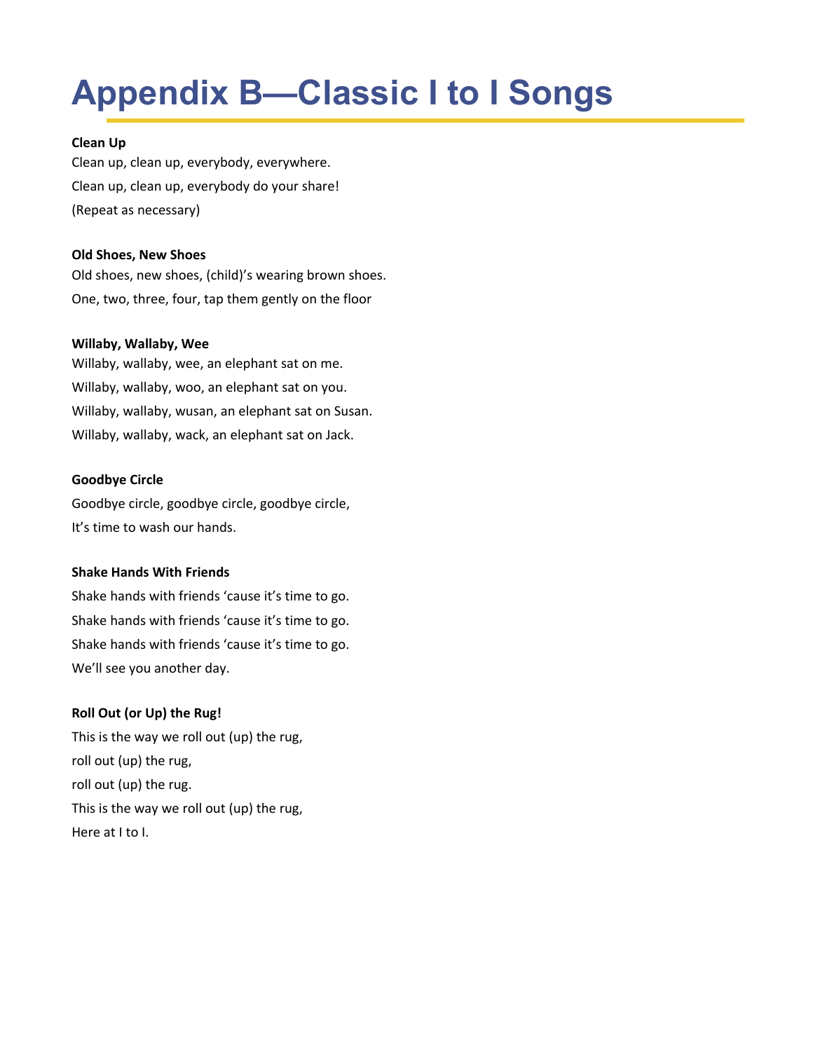# Appendix B—Classic I to I Songs

**Clean Up**

Clean up, clean up, everybody, everywhere.

Clean up, clean up, everybody do your share!

(Repeat as necessary)

**Old Shoes, New Shoes**

Old shoes, new shoes, (child)'s wearing brown shoes.

One, two, three, four, tap them gently on the floor

**Willaby, Wallaby, Wee**

Willaby, wallaby, wee, an elephant sat on me.

Willaby, wallaby, woo, an elephant sat on you.

Willaby, wallaby, wusan, an elephant sat on Susan.

Willaby, wallaby, wack, an elephant sat on Jack.

**Goodbye Circle**

Goodbye circle, goodbye circle, goodbye circle,

It's time to wash our hands.

**Shake Hands With Friends**

Shake hands with friends 'cause it's time to go.

Shake hands with friends 'cause it's time to go.

Shake hands with friends 'cause it's time to go.

We'll see you another day.

**Roll Out (or Up) the Rug!**

This is the way we roll out (up) the rug,

roll out (up) the rug,

roll out (up) the rug.

This is the way we roll out (up) the rug,

Here at I to I.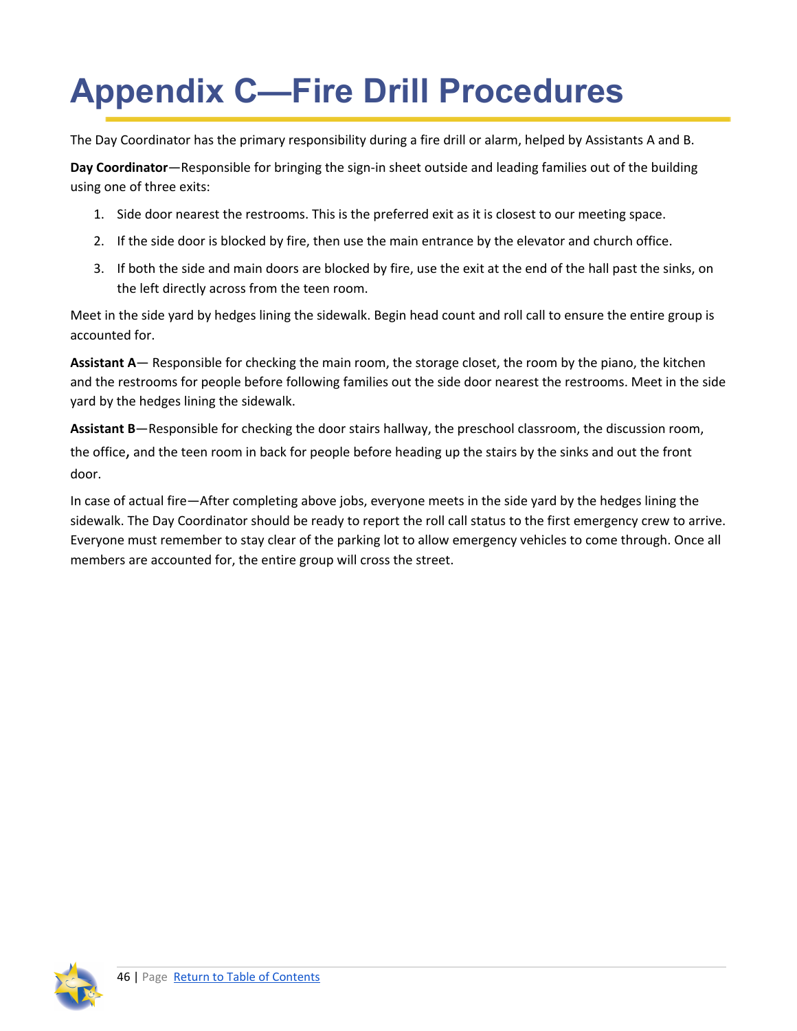# Appendix C—Fire Drill Procedures

The Day Coordinator has the primary responsibility during a fire drill or alarm, helped by Assistants A and B.

**Day Coordinator**—Responsible for bringing the sign-in sheet outside and leading families out of the building using one of three exits:

1. Side door nearest the restrooms. This is the preferred exit as it is closest to our meeting space.
2. If the side door is blocked by fire, then use the main entrance by the elevator and church office.
3. If both the side and main doors are blocked by fire, use the exit at the end of the hall past the sinks, on the left directly across from the teen room.

Meet in the side yard by hedges lining the sidewalk. Begin head count and roll call to ensure the entire group is accounted for.

**Assistant A**— Responsible for checking the main room, the storage closet, the room by the piano, the kitchen and the restrooms for people before following families out the side door nearest the restrooms. Meet in the side yard by the hedges lining the sidewalk.

**Assistant B**—Responsible for checking the door stairs hallway, the preschool classroom, the discussion room, the office**,** and the teen room in back for people before heading up the stairs by the sinks and out the front door.

In case of actual fire—After completing above jobs, everyone meets in the side yard by the hedges lining the sidewalk. The Day Coordinator should be ready to report the roll call status to the first emergency crew to arrive. Everyone must remember to stay clear of the parking lot to allow emergency vehicles to come through. Once all members are accounted for, the entire group will cross the street.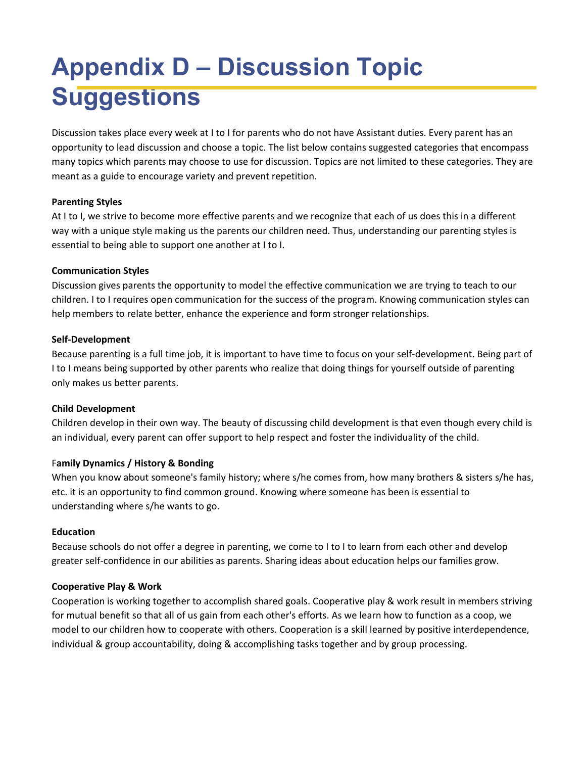# Appendix D – Discussion Topic Suggestions

Discussion takes place every week at I to I for parents who do not have Assistant duties. Every parent has an opportunity to lead discussion and choose a topic. The list below contains suggested categories that encompass many topics which parents may choose to use for discussion. Topics are not limited to these categories. They are meant as a guide to encourage variety and prevent repetition.

**Parenting Styles**

At I to I, we strive to become more effective parents and we recognize that each of us does this in a different way with a unique style making us the parents our children need. Thus, understanding our parenting styles is essential to being able to support one another at I to I.

**Communication Styles**

Discussion gives parents the opportunity to model the effective communication we are trying to teach to our children. I to I requires open communication for the success of the program. Knowing communication styles can help members to relate better, enhance the experience and form stronger relationships.

**Self-Development**

Because parenting is a full time job, it is important to have time to focus on your self-development. Being part of I to I means being supported by other parents who realize that doing things for yourself outside of parenting only makes us better parents.

**Child Development**

Children develop in their own way. The beauty of discussing child development is that even though every child is an individual, every parent can offer support to help respect and foster the individuality of the child.

**Family Dynamics / History & Bonding**

When you know about someone's family history; where s/he comes from, how many brothers & sisters s/he has, etc. it is an opportunity to find common ground. Knowing where someone has been is essential to understanding where s/he wants to go.

**Education**

Because schools do not offer a degree in parenting, we come to I to I to learn from each other and develop greater self-confidence in our abilities as parents. Sharing ideas about education helps our families grow.

**Cooperative Play & Work**

Cooperation is working together to accomplish shared goals. Cooperative play & work result in members striving for mutual benefit so that all of us gain from each other's efforts. As we learn how to function as a coop, we model to our children how to cooperate with others. Cooperation is a skill learned by positive interdependence, individual & group accountability, doing & accomplishing tasks together and by group processing.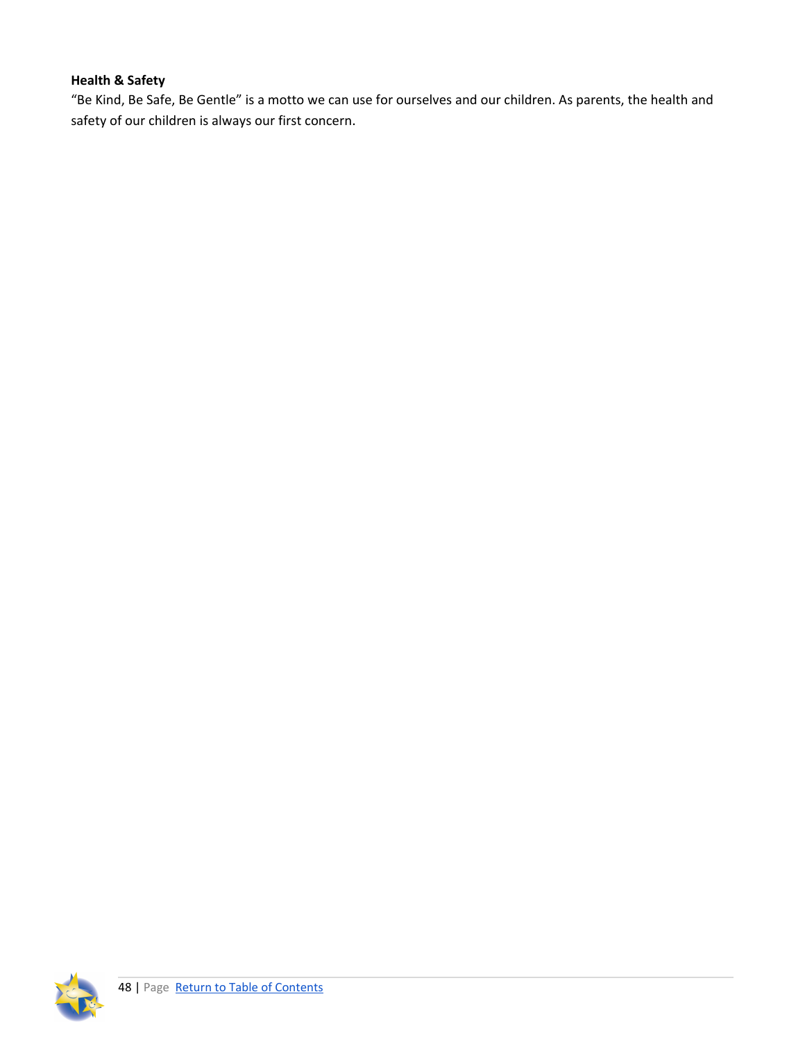**Health & Safety**

"Be Kind, Be Safe, Be Gentle" is a motto we can use for ourselves and our children. As parents, the health and safety of our children is always our first concern.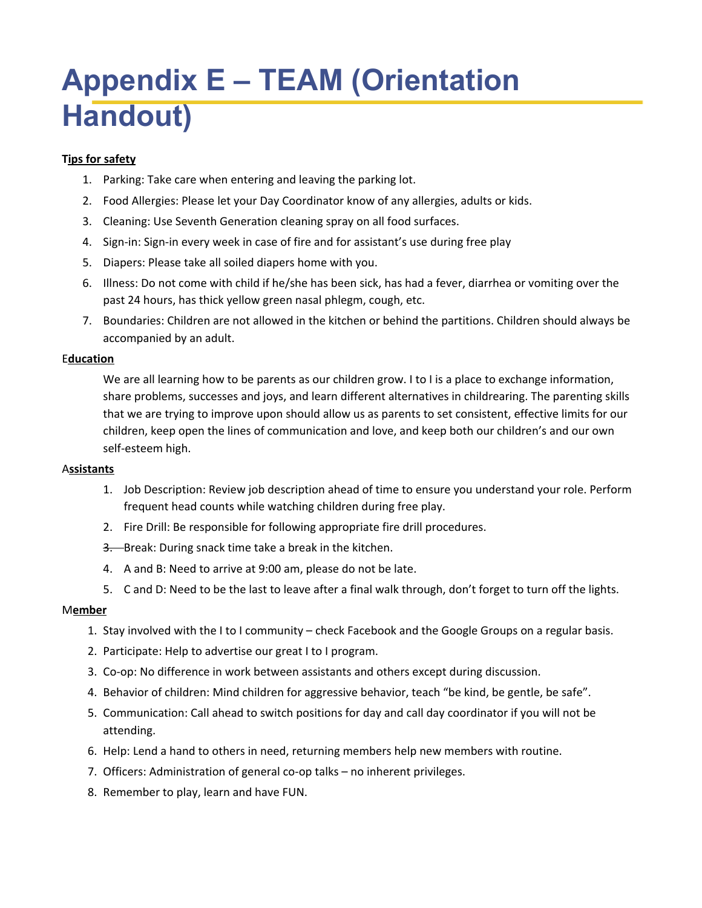# Appendix E – TEAM (Orientation Handout)

**Tips for safety**

1. Parking: Take care when entering and leaving the parking lot.
2. Food Allergies: Please let your Day Coordinator know of any allergies, adults or kids.
3. Cleaning: Use Seventh Generation cleaning spray on all food surfaces.
4. Sign-in: Sign-in every week in case of fire and for assistant's use during free play
5. Diapers: Please take all soiled diapers home with you.
6. Illness: Do not come with child if he/she has been sick, has had a fever, diarrhea or vomiting over the past 24 hours, has thick yellow green nasal phlegm, cough, etc.
7. Boundaries: Children are not allowed in the kitchen or behind the partitions. Children should always be accompanied by an adult.

**Education**

We are all learning how to be parents as our children grow. I to I is a place to exchange information, share problems, successes and joys, and learn different alternatives in childrearing. The parenting skills that we are trying to improve upon should allow us as parents to set consistent, effective limits for our children, keep open the lines of communication and love, and keep both our children's and our own self-esteem high.

**Assistants**

1. Job Description: Review job description ahead of time to ensure you understand your role. Perform frequent head counts while watching children during free play.
2. Fire Drill: Be responsible for following appropriate fire drill procedures.
3. Break: During snack time take a break in the kitchen.
4. A and B: Need to arrive at 9:00 am, please do not be late.
5. C and D: Need to be the last to leave after a final walk through, don't forget to turn off the lights.

**Member**

1. Stay involved with the I to I community – check Facebook and the Google Groups on a regular basis.
2. Participate: Help to advertise our great I to I program.
3. Co-op: No difference in work between assistants and others except during discussion.
4. Behavior of children: Mind children for aggressive behavior, teach "be kind, be gentle, be safe".
5. Communication: Call ahead to switch positions for day and call day coordinator if you will not be attending.
6. Help: Lend a hand to others in need, returning members help new members with routine.
7. Officers: Administration of general co-op talks – no inherent privileges.
8. Remember to play, learn and have FUN.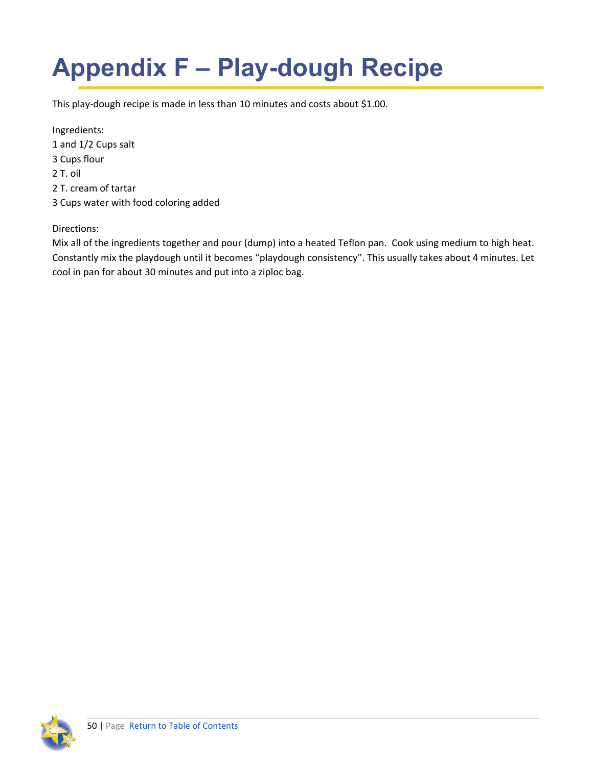# Appendix F – Play-dough Recipe

This play-dough recipe is made in less than 10 minutes and costs about $1.00.

Ingredients:
1 and 1/2 Cups salt
3 Cups flour
2 T. oil
2 T. cream of tartar
3 Cups water with food coloring added

Directions:
Mix all of the ingredients together and pour (dump) into a heated Teflon pan. Cook using medium to high heat. Constantly mix the playdough until it becomes "playdough consistency". This usually takes about 4 minutes. Let cool in pan for about 30 minutes and put into a ziploc bag.